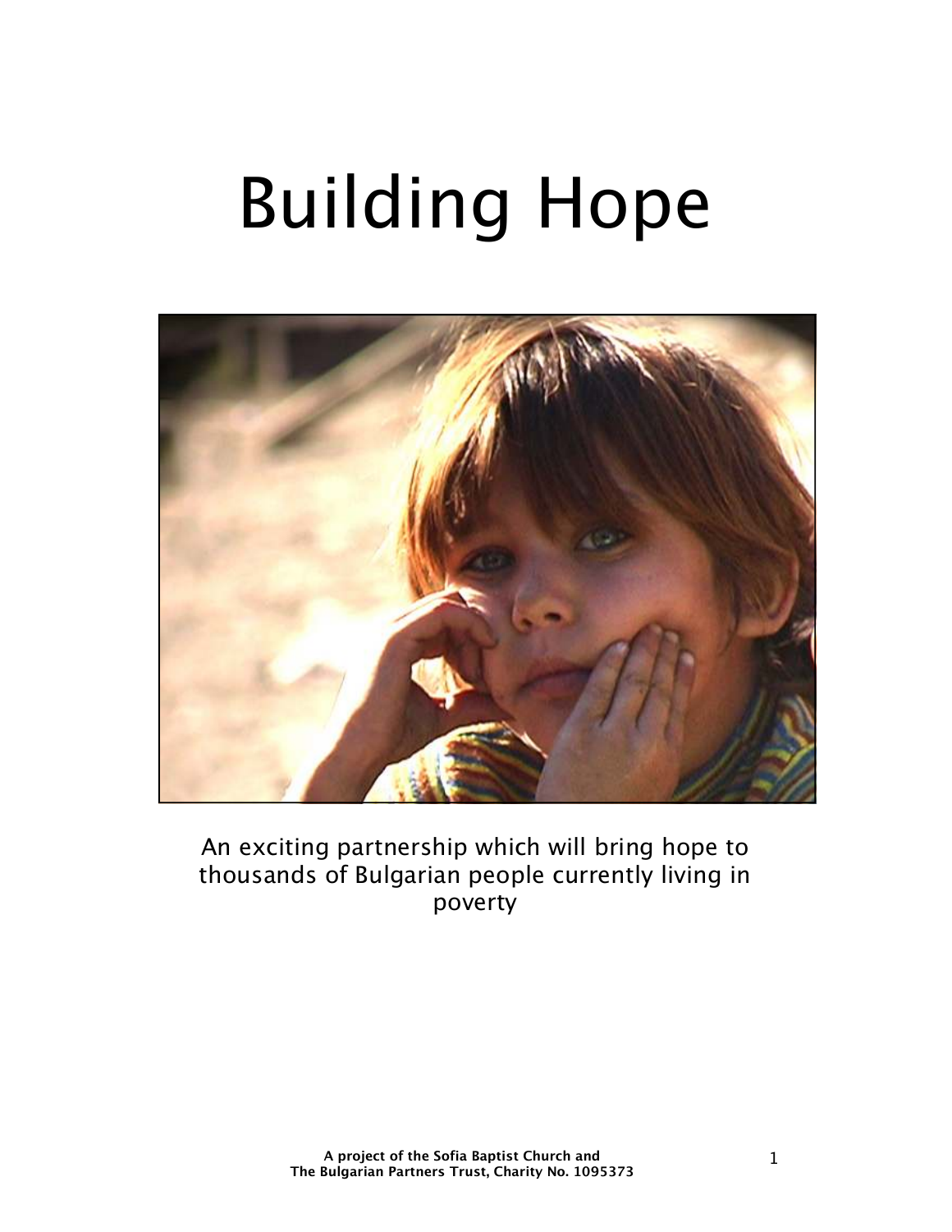# Building Hope

An exciting partnership which will bring hope to thousands of Bulgarian people currently living in poverty

**A project of the Sofia Baptist Church and The Bulgarian Partners Trust, Charity No. 1095373**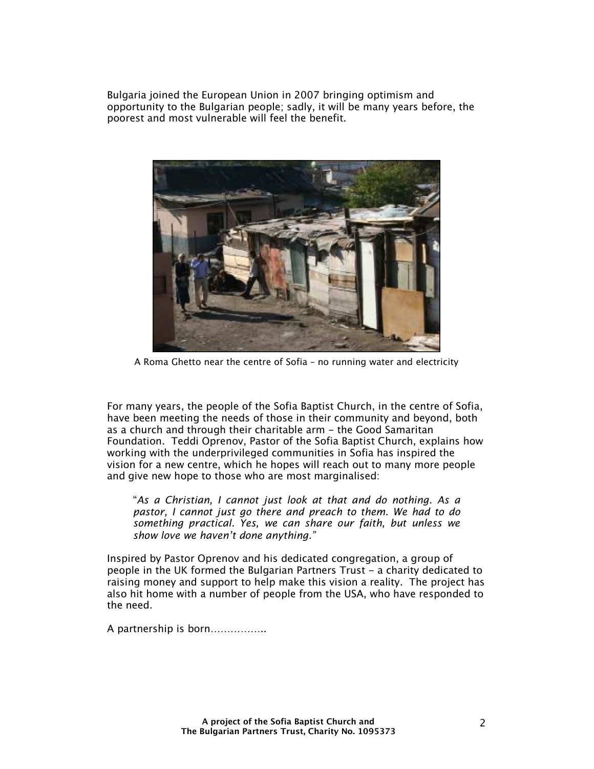Bulgaria joined the European Union in 2007 bringing optimism and opportunity to the Bulgarian people; sadly, it will be many years before, the poorest and most vulnerable will feel the benefit.

A Roma Ghetto near the centre of Sofia – no running water and electricity

For many years, the people of the Sofia Baptist Church, in the centre of Sofia, have been meeting the needs of those in their community and beyond, both as a church and through their charitable arm – the Good Samaritan Foundation. Teddi Oprenov, Pastor of the Sofia Baptist Church, explains how working with the underprivileged communities in Sofia has inspired the vision for a new centre, which he hopes will reach out to many more people and give new hope to those who are most marginalised:

> "*As a Christian, I cannot just look at that and do nothing. As a pastor, I cannot just go there and preach to them. We had to do something practical. Yes, we can share our faith, but unless we show love we haven't done anything.*"

Inspired by Pastor Oprenov and his dedicated congregation, a group of people in the UK formed the Bulgarian Partners Trust – a charity dedicated to raising money and support to help make this vision a reality. The project has also hit home with a number of people from the USA, who have responded to the need.

A partnership is born……………..

**A project of the Sofia Baptist Church and**
**The Bulgarian Partners Trust, Charity No. 1095373**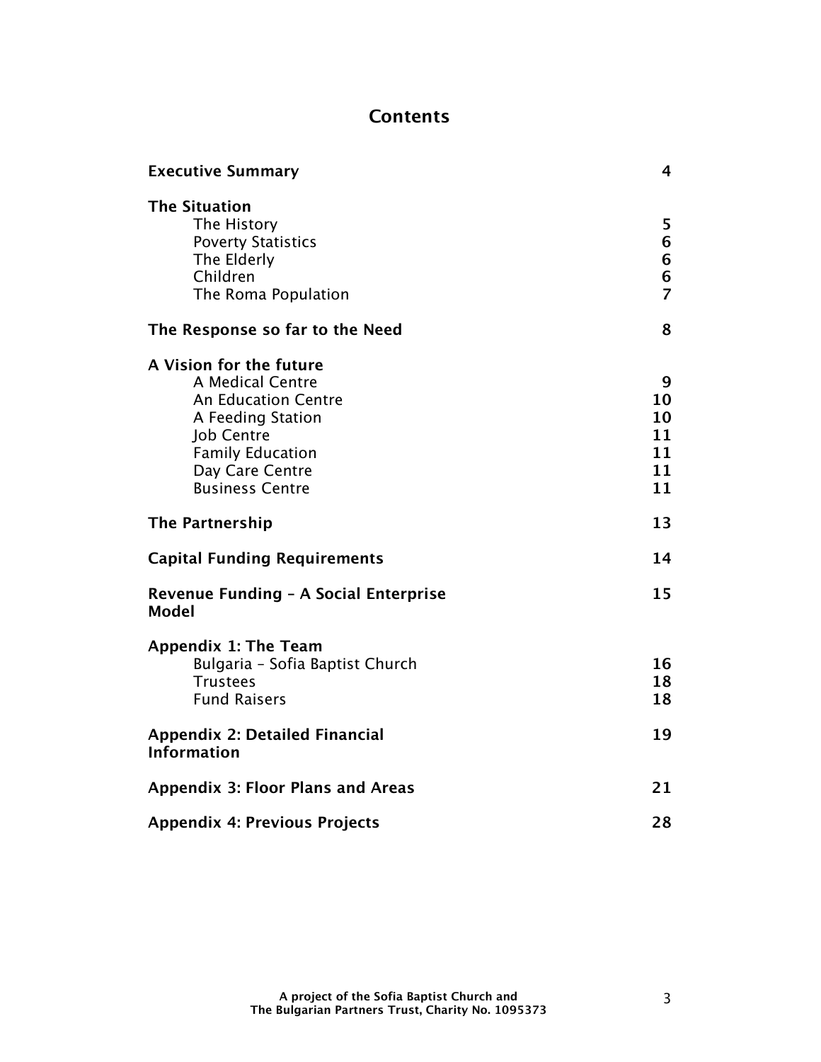# Contents

| | |
|---|---|
| **Executive Summary** | **4** |
| **The Situation** | |
| The History | 5 |
| Poverty Statistics | 6 |
| The Elderly | 6 |
| Children | 6 |
| The Roma Population | 7 |
| **The Response so far to the Need** | **8** |
| **A Vision for the future** | |
| A Medical Centre | 9 |
| An Education Centre | 10 |
| A Feeding Station | 10 |
| Job Centre | 11 |
| Family Education | 11 |
| Day Care Centre | 11 |
| Business Centre | 11 |
| **The Partnership** | **13** |
| **Capital Funding Requirements** | **14** |
| **Revenue Funding – A Social Enterprise Model** | **15** |
| **Appendix 1: The Team** | |
| Bulgaria – Sofia Baptist Church | 16 |
| Trustees | 18 |
| Fund Raisers | 18 |
| **Appendix 2: Detailed Financial Information** | **19** |
| **Appendix 3: Floor Plans and Areas** | **21** |
| **Appendix 4: Previous Projects** | **28** |

**A project of the Sofia Baptist Church and The Bulgarian Partners Trust, Charity No. 1095373**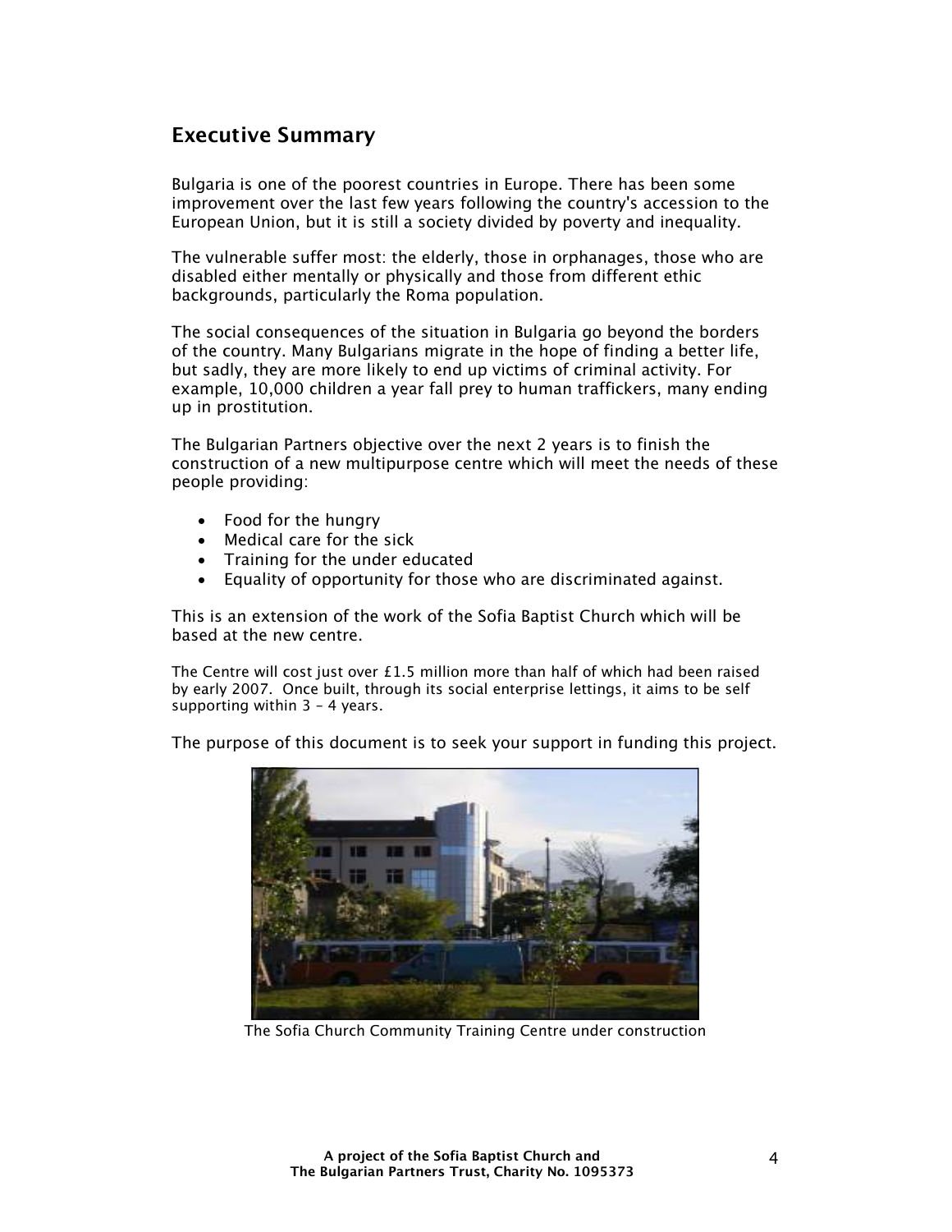## Executive Summary

Bulgaria is one of the poorest countries in Europe. There has been some improvement over the last few years following the country's accession to the European Union, but it is still a society divided by poverty and inequality.

The vulnerable suffer most: the elderly, those in orphanages, those who are disabled either mentally or physically and those from different ethic backgrounds, particularly the Roma population.

The social consequences of the situation in Bulgaria go beyond the borders of the country. Many Bulgarians migrate in the hope of finding a better life, but sadly, they are more likely to end up victims of criminal activity. For example, 10,000 children a year fall prey to human traffickers, many ending up in prostitution.

The Bulgarian Partners objective over the next 2 years is to finish the construction of a new multipurpose centre which will meet the needs of these people providing:

- Food for the hungry
- Medical care for the sick
- Training for the under educated
- Equality of opportunity for those who are discriminated against.

This is an extension of the work of the Sofia Baptist Church which will be based at the new centre.

The Centre will cost just over £1.5 million more than half of which had been raised by early 2007. Once built, through its social enterprise lettings, it aims to be self supporting within 3 – 4 years.

The purpose of this document is to seek your support in funding this project.

The Sofia Church Community Training Centre under construction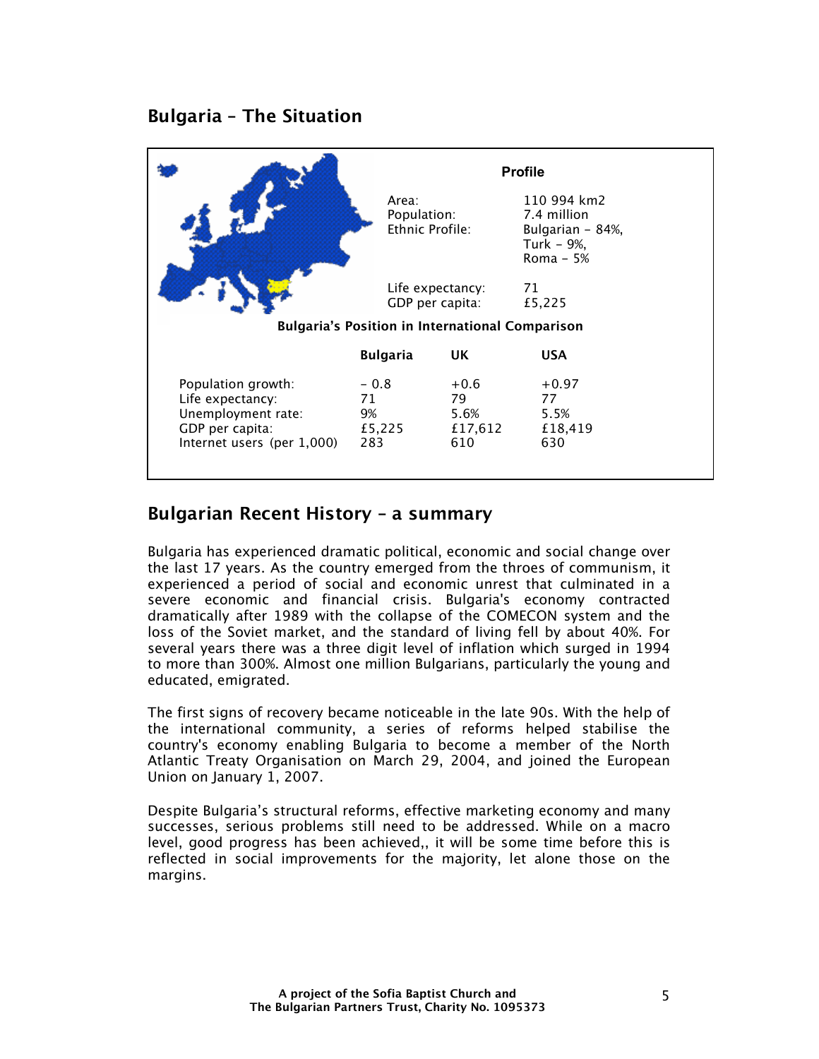## Bulgaria – The Situation

**Profile**

| | |
|---|---|
| Area: | 110 994 km2 |
| Population: | 7.4 million |
| Ethnic Profile: | Bulgarian – 84%, Turk – 9%, Roma – 5% |
| Life expectancy: | 71 |
| GDP per capita: | £5,225 |

**Bulgaria's Position in International Comparison**

| | Bulgaria | UK | USA |
|---|---|---|---|
| Population growth: | – 0.8 | +0.6 | +0.97 |
| Life expectancy: | 71 | 79 | 77 |
| Unemployment rate: | 9% | 5.6% | 5.5% |
| GDP per capita: | £5,225 | £17,612 | £18,419 |
| Internet users (per 1,000) | 283 | 610 | 630 |

## Bulgarian Recent History – a summary

Bulgaria has experienced dramatic political, economic and social change over the last 17 years. As the country emerged from the throes of communism, it experienced a period of social and economic unrest that culminated in a severe economic and financial crisis. Bulgaria's economy contracted dramatically after 1989 with the collapse of the COMECON system and the loss of the Soviet market, and the standard of living fell by about 40%. For several years there was a three digit level of inflation which surged in 1994 to more than 300%. Almost one million Bulgarians, particularly the young and educated, emigrated.

The first signs of recovery became noticeable in the late 90s. With the help of the international community, a series of reforms helped stabilise the country's economy enabling Bulgaria to become a member of the North Atlantic Treaty Organisation on March 29, 2004, and joined the European Union on January 1, 2007.

Despite Bulgaria's structural reforms, effective marketing economy and many successes, serious problems still need to be addressed. While on a macro level, good progress has been achieved,, it will be some time before this is reflected in social improvements for the majority, let alone those on the margins.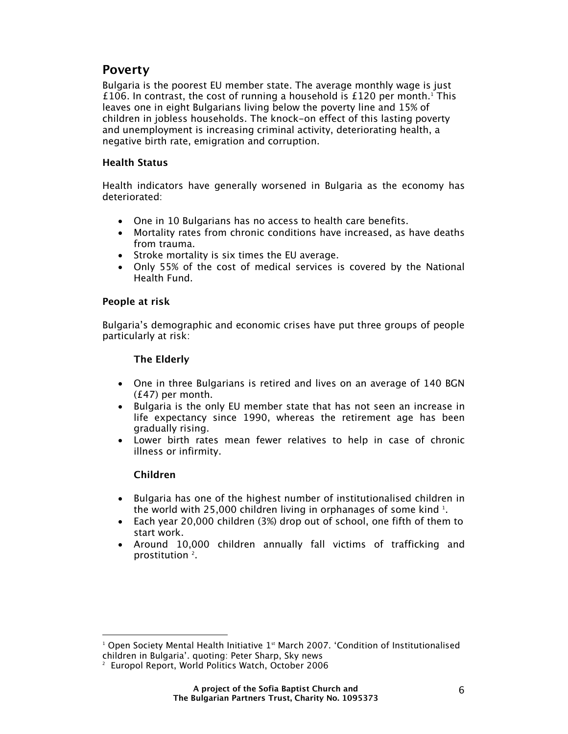## Poverty

Bulgaria is the poorest EU member state. The average monthly wage is just £106. In contrast, the cost of running a household is £120 per month.[1] This leaves one in eight Bulgarians living below the poverty line and 15% of children in jobless households. The knock-on effect of this lasting poverty and unemployment is increasing criminal activity, deteriorating health, a negative birth rate, emigration and corruption.

### Health Status

Health indicators have generally worsened in Bulgaria as the economy has deteriorated:

- One in 10 Bulgarians has no access to health care benefits.
- Mortality rates from chronic conditions have increased, as have deaths from trauma.
- Stroke mortality is six times the EU average.
- Only 55% of the cost of medical services is covered by the National Health Fund.

### People at risk

Bulgaria's demographic and economic crises have put three groups of people particularly at risk:

#### The Elderly

- One in three Bulgarians is retired and lives on an average of 140 BGN (£47) per month.
- Bulgaria is the only EU member state that has not seen an increase in life expectancy since 1990, whereas the retirement age has been gradually rising.
- Lower birth rates mean fewer relatives to help in case of chronic illness or infirmity.

#### Children

- Bulgaria has one of the highest number of institutionalised children in the world with 25,000 children living in orphanages of some kind [1].
- Each year 20,000 children (3%) drop out of school, one fifth of them to start work.
- Around 10,000 children annually fall victims of trafficking and prostitution [2].

---

[1] Open Society Mental Health Initiative 1st March 2007. 'Condition of Institutionalised children in Bulgaria'. quoting: Peter Sharp, Sky news

[2] Europol Report, World Politics Watch, October 2006

A project of the Sofia Baptist Church and The Bulgarian Partners Trust, Charity No. 1095373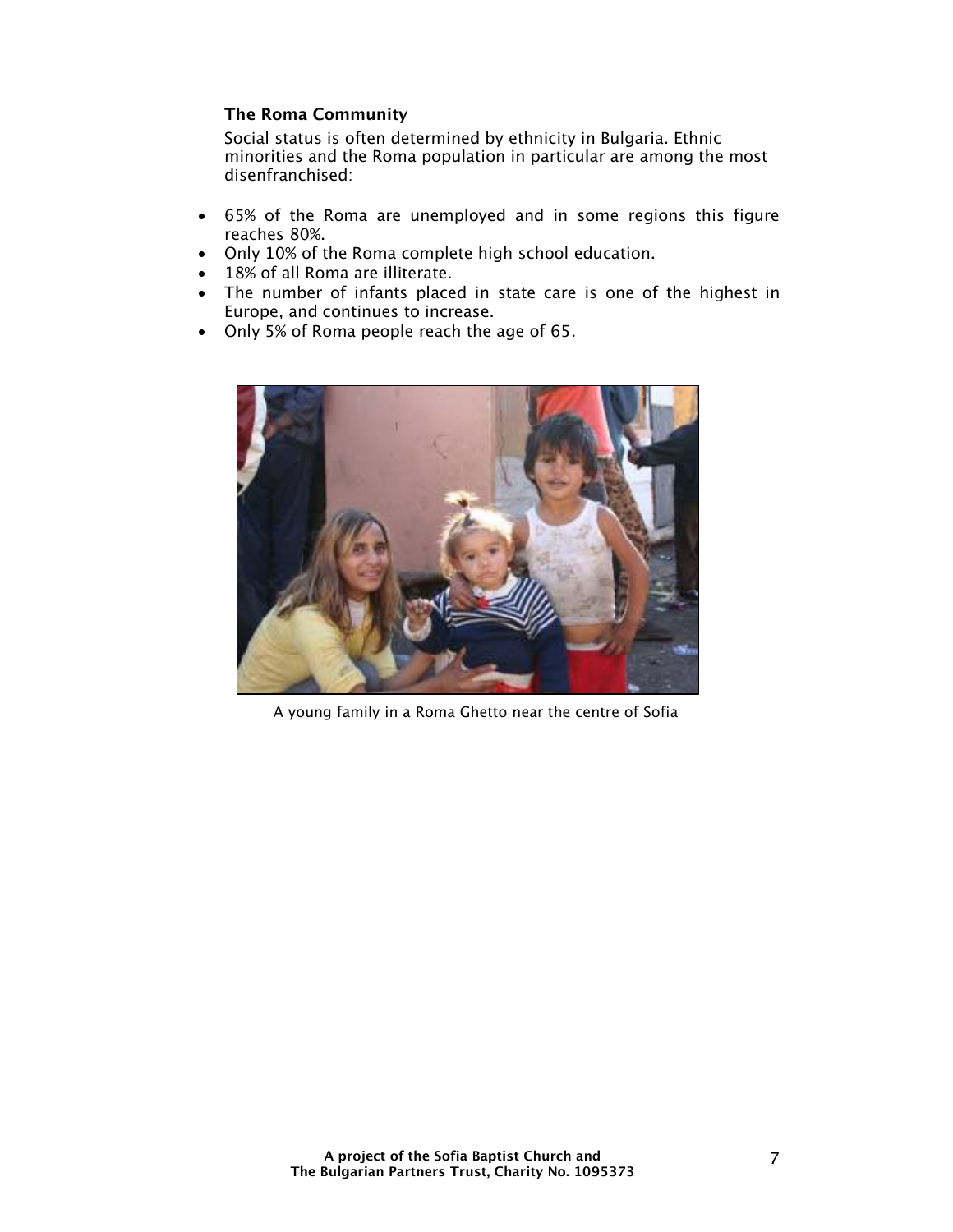### The Roma Community

Social status is often determined by ethnicity in Bulgaria. Ethnic minorities and the Roma population in particular are among the most disenfranchised:

- 65% of the Roma are unemployed and in some regions this figure reaches 80%.
- Only 10% of the Roma complete high school education.
- 18% of all Roma are illiterate.
- The number of infants placed in state care is one of the highest in Europe, and continues to increase.
- Only 5% of Roma people reach the age of 65.

A young family in a Roma Ghetto near the centre of Sofia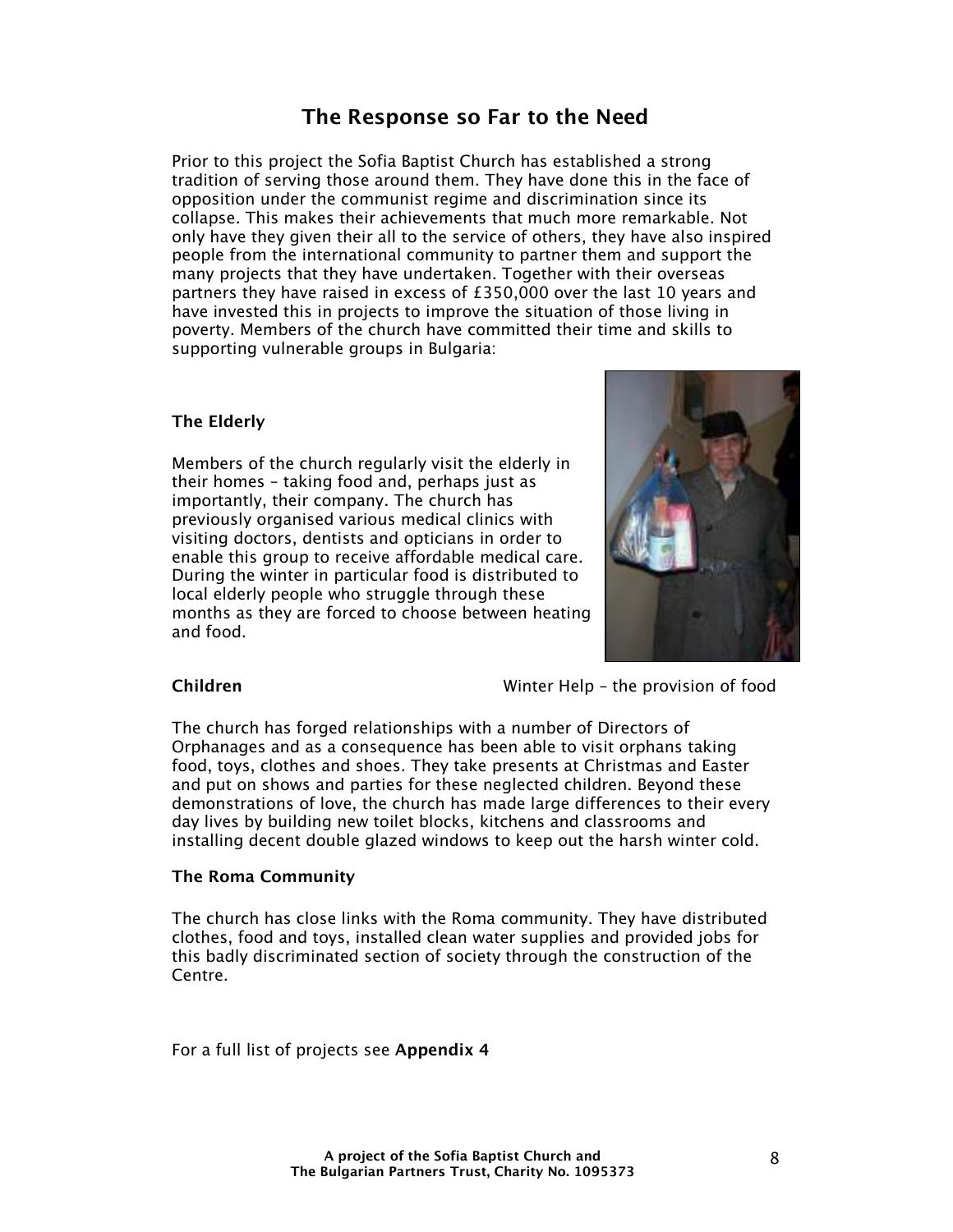## The Response so Far to the Need

Prior to this project the Sofia Baptist Church has established a strong tradition of serving those around them. They have done this in the face of opposition under the communist regime and discrimination since its collapse. This makes their achievements that much more remarkable. Not only have they given their all to the service of others, they have also inspired people from the international community to partner them and support the many projects that they have undertaken. Together with their overseas partners they have raised in excess of £350,000 over the last 10 years and have invested this in projects to improve the situation of those living in poverty. Members of the church have committed their time and skills to supporting vulnerable groups in Bulgaria:

### The Elderly

Members of the church regularly visit the elderly in their homes – taking food and, perhaps just as importantly, their company. The church has previously organised various medical clinics with visiting doctors, dentists and opticians in order to enable this group to receive affordable medical care. During the winter in particular food is distributed to local elderly people who struggle through these months as they are forced to choose between heating and food.

Winter Help – the provision of food

### Children

The church has forged relationships with a number of Directors of Orphanages and as a consequence has been able to visit orphans taking food, toys, clothes and shoes. They take presents at Christmas and Easter and put on shows and parties for these neglected children. Beyond these demonstrations of love, the church has made large differences to their every day lives by building new toilet blocks, kitchens and classrooms and installing decent double glazed windows to keep out the harsh winter cold.

### The Roma Community

The church has close links with the Roma community. They have distributed clothes, food and toys, installed clean water supplies and provided jobs for this badly discriminated section of society through the construction of the Centre.

For a full list of projects see **Appendix 4**

**A project of the Sofia Baptist Church and**
**The Bulgarian Partners Trust, Charity No. 1095373**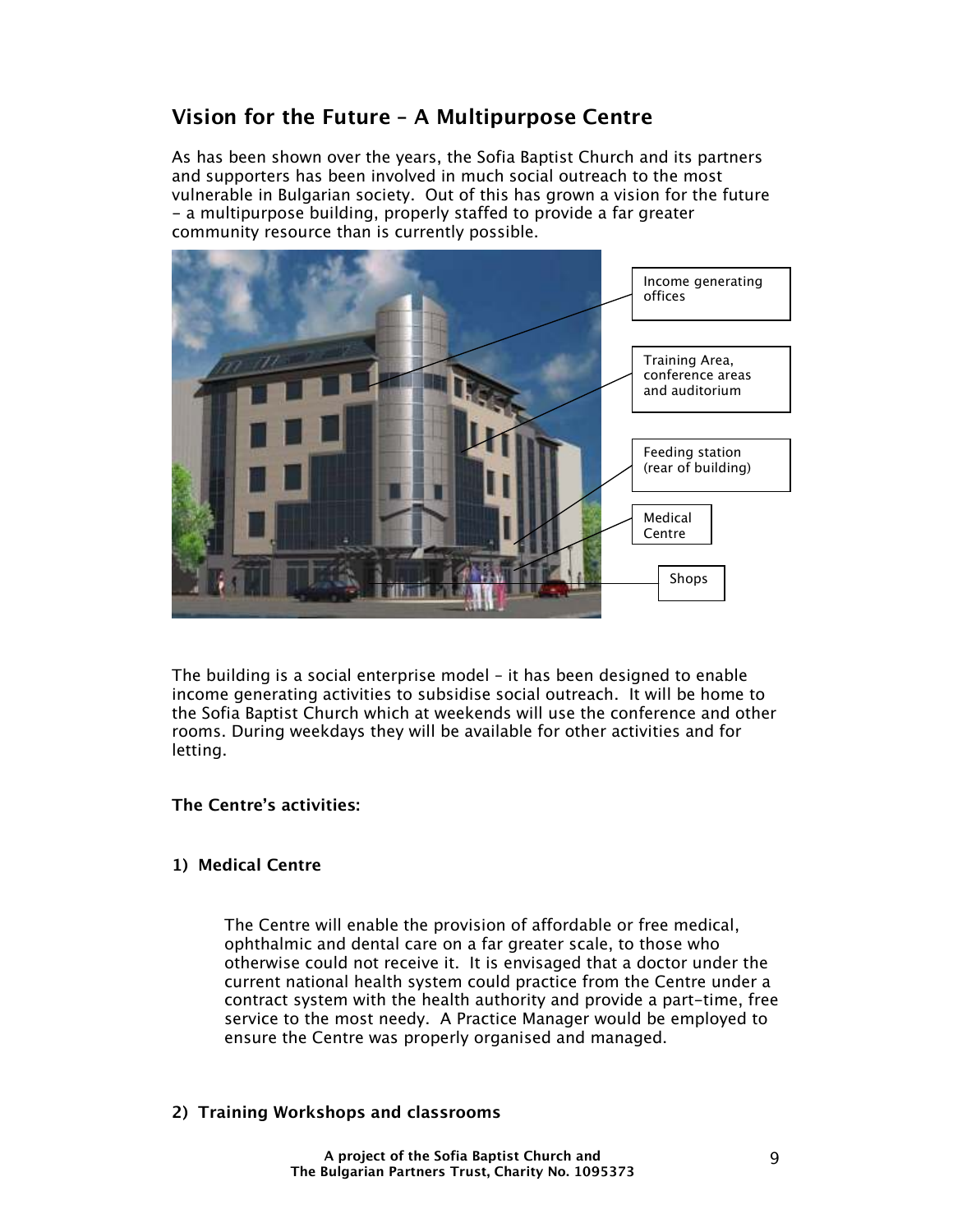## Vision for the Future – A Multipurpose Centre

As has been shown over the years, the Sofia Baptist Church and its partners and supporters has been involved in much social outreach to the most vulnerable in Bulgarian society. Out of this has grown a vision for the future - a multipurpose building, properly staffed to provide a far greater community resource than is currently possible.

Income generating offices

Training Area, conference areas and auditorium

Feeding station (rear of building)

Medical Centre

Shops

The building is a social enterprise model – it has been designed to enable income generating activities to subsidise social outreach. It will be home to the Sofia Baptist Church which at weekends will use the conference and other rooms. During weekdays they will be available for other activities and for letting.

**The Centre's activities:**

**1) Medical Centre**

The Centre will enable the provision of affordable or free medical, ophthalmic and dental care on a far greater scale, to those who otherwise could not receive it. It is envisaged that a doctor under the current national health system could practice from the Centre under a contract system with the health authority and provide a part-time, free service to the most needy. A Practice Manager would be employed to ensure the Centre was properly organised and managed.

**2) Training Workshops and classrooms**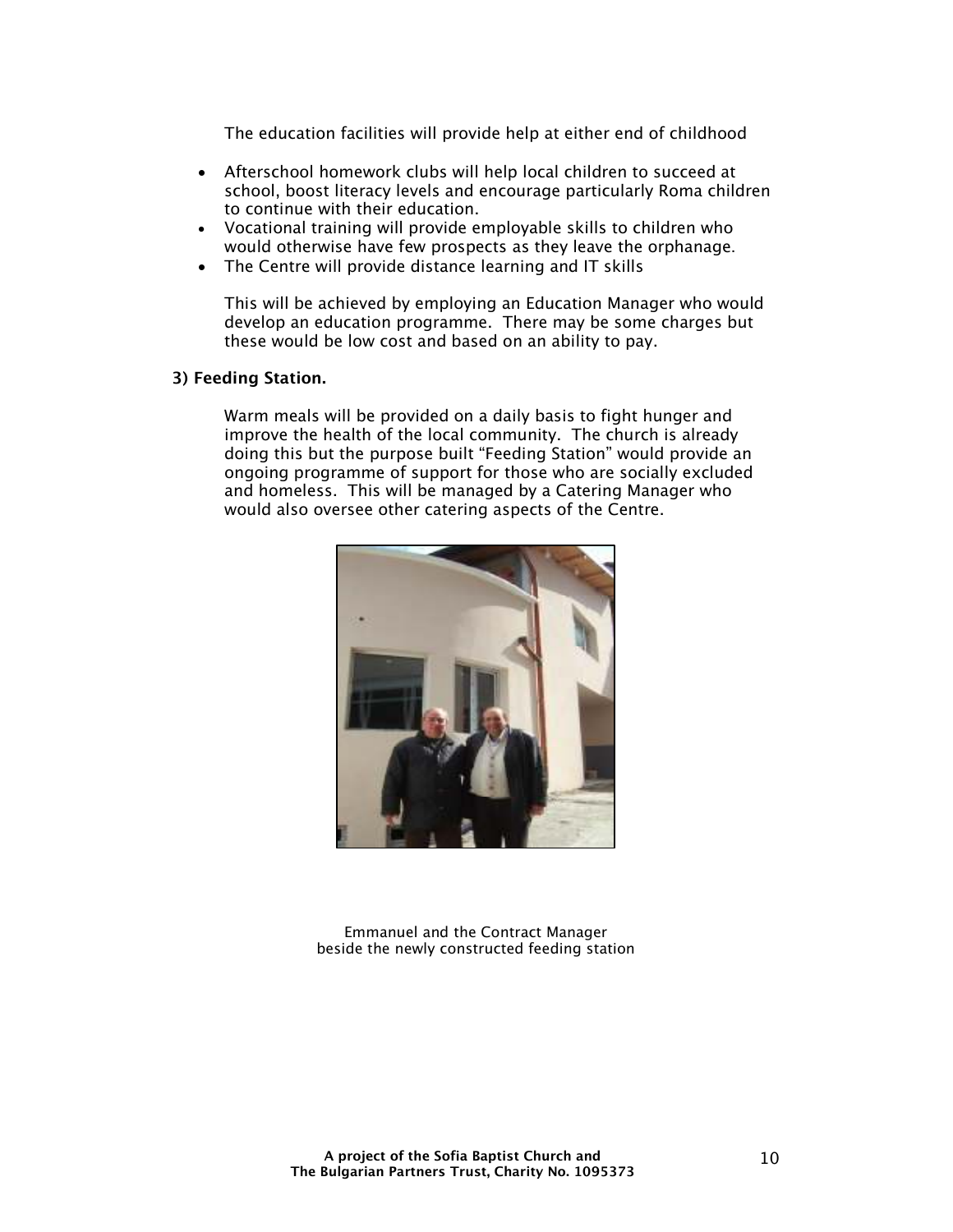The education facilities will provide help at either end of childhood

- Afterschool homework clubs will help local children to succeed at school, boost literacy levels and encourage particularly Roma children to continue with their education.
- Vocational training will provide employable skills to children who would otherwise have few prospects as they leave the orphanage.
- The Centre will provide distance learning and IT skills

This will be achieved by employing an Education Manager who would develop an education programme. There may be some charges but these would be low cost and based on an ability to pay.

**3) Feeding Station.**

Warm meals will be provided on a daily basis to fight hunger and improve the health of the local community. The church is already doing this but the purpose built "Feeding Station" would provide an ongoing programme of support for those who are socially excluded and homeless. This will be managed by a Catering Manager who would also oversee other catering aspects of the Centre.

Emmanuel and the Contract Manager
beside the newly constructed feeding station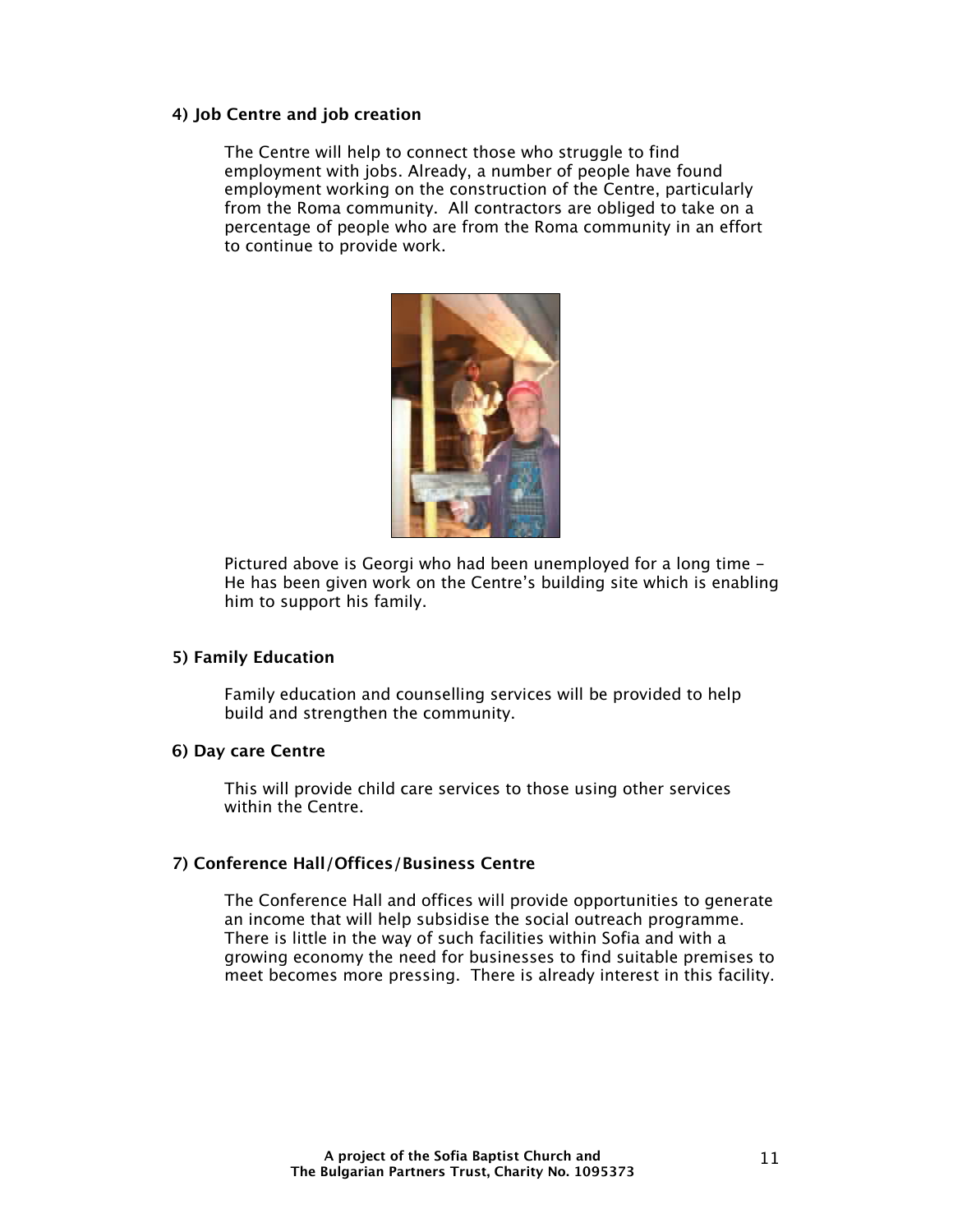#### 4) Job Centre and job creation

The Centre will help to connect those who struggle to find employment with jobs. Already, a number of people have found employment working on the construction of the Centre, particularly from the Roma community. All contractors are obliged to take on a percentage of people who are from the Roma community in an effort to continue to provide work.

Pictured above is Georgi who had been unemployed for a long time – He has been given work on the Centre's building site which is enabling him to support his family.

#### 5) Family Education

Family education and counselling services will be provided to help build and strengthen the community.

#### 6) Day care Centre

This will provide child care services to those using other services within the Centre.

#### 7) Conference Hall/Offices/Business Centre

The Conference Hall and offices will provide opportunities to generate an income that will help subsidise the social outreach programme. There is little in the way of such facilities within Sofia and with a growing economy the need for businesses to find suitable premises to meet becomes more pressing. There is already interest in this facility.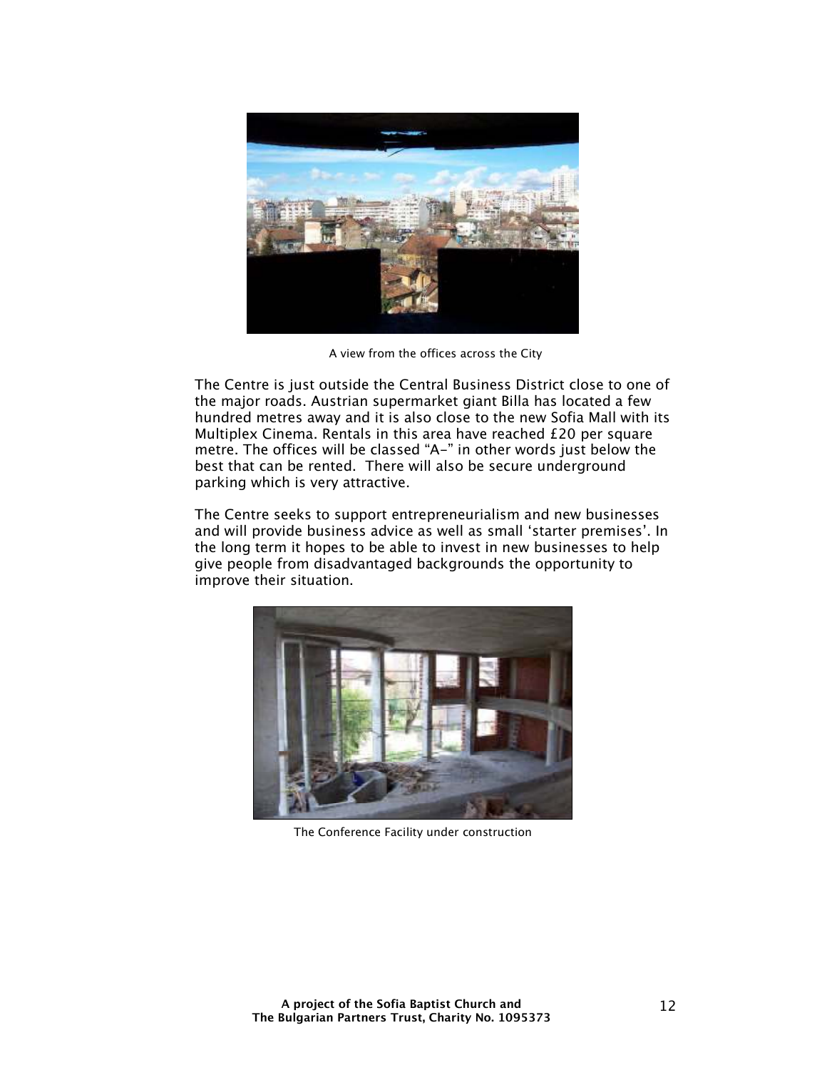A view from the offices across the City

The Centre is just outside the Central Business District close to one of the major roads. Austrian supermarket giant Billa has located a few hundred metres away and it is also close to the new Sofia Mall with its Multiplex Cinema. Rentals in this area have reached £20 per square metre. The offices will be classed "A-" in other words just below the best that can be rented. There will also be secure underground parking which is very attractive.

The Centre seeks to support entrepreneurialism and new businesses and will provide business advice as well as small 'starter premises'. In the long term it hopes to be able to invest in new businesses to help give people from disadvantaged backgrounds the opportunity to improve their situation.

The Conference Facility under construction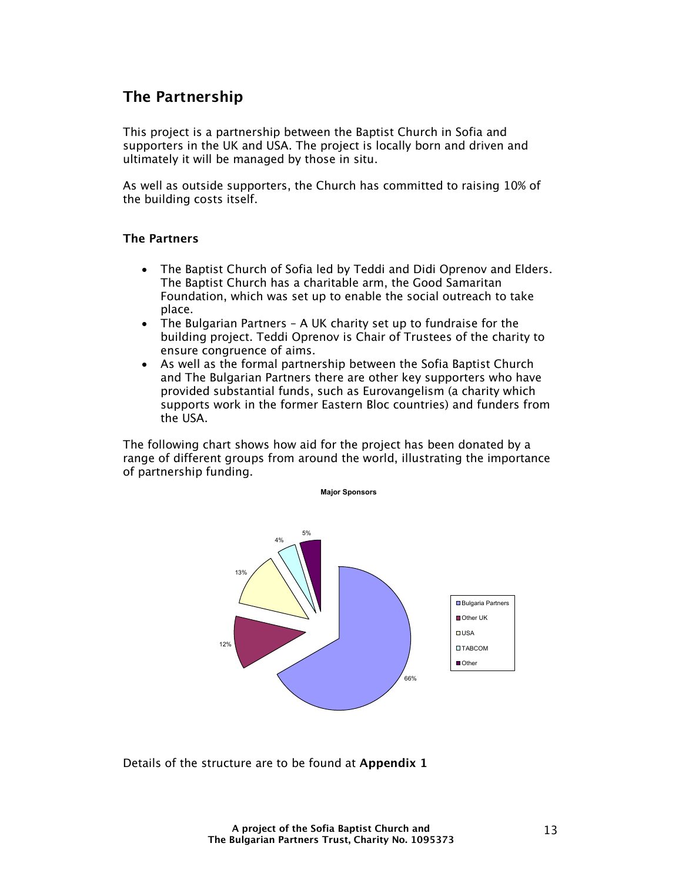## The Partnership

This project is a partnership between the Baptist Church in Sofia and supporters in the UK and USA. The project is locally born and driven and ultimately it will be managed by those in situ.

As well as outside supporters, the Church has committed to raising 10% of the building costs itself.

### The Partners

- The Baptist Church of Sofia led by Teddi and Didi Oprenov and Elders. The Baptist Church has a charitable arm, the Good Samaritan Foundation, which was set up to enable the social outreach to take place.
- The Bulgarian Partners – A UK charity set up to fundraise for the building project. Teddi Oprenov is Chair of Trustees of the charity to ensure congruence of aims.
- As well as the formal partnership between the Sofia Baptist Church and The Bulgarian Partners there are other key supporters who have provided substantial funds, such as Eurovangelism (a charity which supports work in the former Eastern Bloc countries) and funders from the USA.

The following chart shows how aid for the project has been donated by a range of different groups from around the world, illustrating the importance of partnership funding.

**Major Sponsors**

| Sponsor | Share |
|---|---|
| Bulgaria Partners | 66% |
| Other UK | 12% |
| USA | 13% |
| TABCOM | 4% |
| Other | 5% |

Details of the structure are to be found at **Appendix 1**

**A project of the Sofia Baptist Church and The Bulgarian Partners Trust, Charity No. 1095373**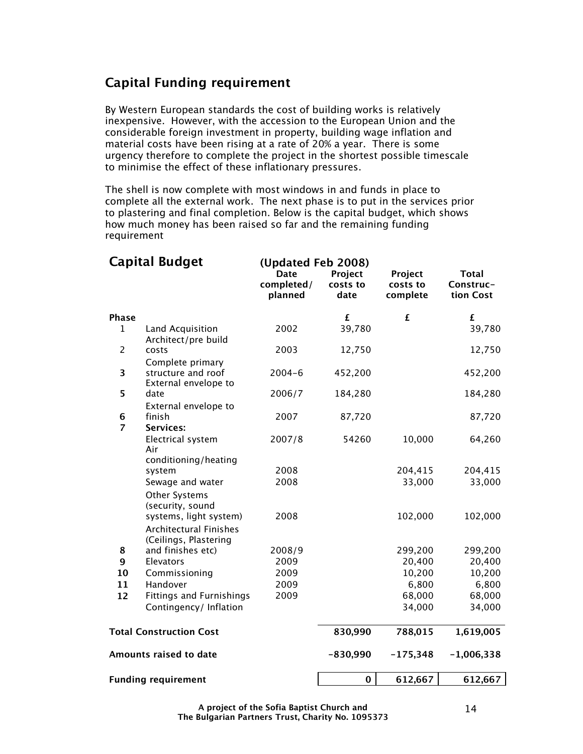## Capital Funding requirement

By Western European standards the cost of building works is relatively inexpensive. However, with the accession to the European Union and the considerable foreign investment in property, building wage inflation and material costs have been rising at a rate of 20% a year. There is some urgency therefore to complete the project in the shortest possible timescale to minimise the effect of these inflationary pressures.

The shell is now complete with most windows in and funds in place to complete all the external work. The next phase is to put in the services prior to plastering and final completion. Below is the capital budget, which shows how much money has been raised so far and the remaining funding requirement

## Capital Budget (Updated Feb 2008)

| Phase | | Date completed/ planned | Project costs to date | Project costs to complete | Total Construction Cost |
|---|---|---|---|---|---|
| | | | £ | £ | £ |
| 1 | Land Acquisition | 2002 | 39,780 | | 39,780 |
| 2 | Architect/pre build costs | 2003 | 12,750 | | 12,750 |
| 3 | Complete primary structure and roof | 2004-6 | 452,200 | | 452,200 |
| 5 | External envelope to date | 2006/7 | 184,280 | | 184,280 |
| 6 | External envelope to finish | 2007 | 87,720 | | 87,720 |
| 7 | **Services:** | | | | |
| | Electrical system | 2007/8 | 54260 | 10,000 | 64,260 |
| | Air conditioning/heating system | 2008 | | 204,415 | 204,415 |
| | Sewage and water | 2008 | | 33,000 | 33,000 |
| | Other Systems (security, sound systems, light system) | 2008 | | 102,000 | 102,000 |
| 8 | Architectural Finishes (Ceilings, Plastering and finishes etc) | 2008/9 | | 299,200 | 299,200 |
| 9 | Elevators | 2009 | | 20,400 | 20,400 |
| 10 | Commissioning | 2009 | | 10,200 | 10,200 |
| 11 | Handover | 2009 | | 6,800 | 6,800 |
| 12 | Fittings and Furnishings | 2009 | | 68,000 | 68,000 |
| | Contingency/ Inflation | | | 34,000 | 34,000 |
| **Total Construction Cost** | | | **830,990** | **788,015** | **1,619,005** |
| **Amounts raised to date** | | | **-830,990** | **-175,348** | **-1,006,338** |
| **Funding requirement** | | | **0** | **612,667** | **612,667** |

**A project of the Sofia Baptist Church and The Bulgarian Partners Trust, Charity No. 1095373**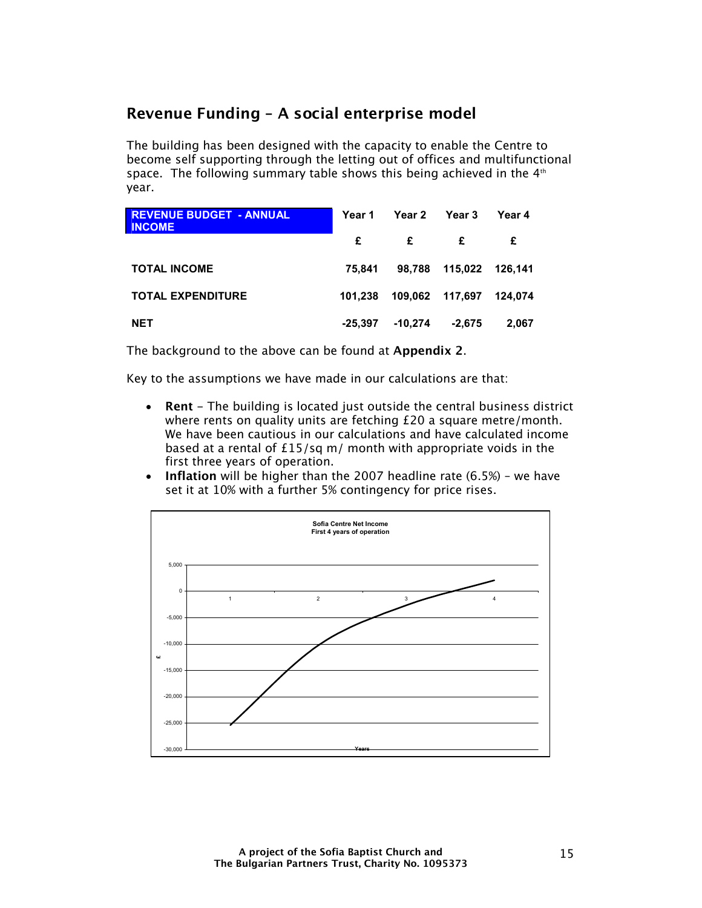## Revenue Funding – A social enterprise model

The building has been designed with the capacity to enable the Centre to become self supporting through the letting out of offices and multifunctional space. The following summary table shows this being achieved in the 4th year.

| REVENUE BUDGET - ANNUAL INCOME | Year 1 | Year 2 | Year 3 | Year 4 |
|---|---|---|---|---|
| | £ | £ | £ | £ |
| TOTAL INCOME | 75,841 | 98,788 | 115,022 | 126,141 |
| TOTAL EXPENDITURE | 101,238 | 109,062 | 117,697 | 124,074 |
| NET | -25,397 | -10,274 | -2,675 | 2,067 |

The background to the above can be found at **Appendix 2**.

Key to the assumptions we have made in our calculations are that:

- **Rent** – The building is located just outside the central business district where rents on quality units are fetching £20 a square metre/month. We have been cautious in our calculations and have calculated income based at a rental of £15/sq m/ month with appropriate voids in the first three years of operation.
- **Inflation** will be higher than the 2007 headline rate (6.5%) – we have set it at 10% with a further 5% contingency for price rises.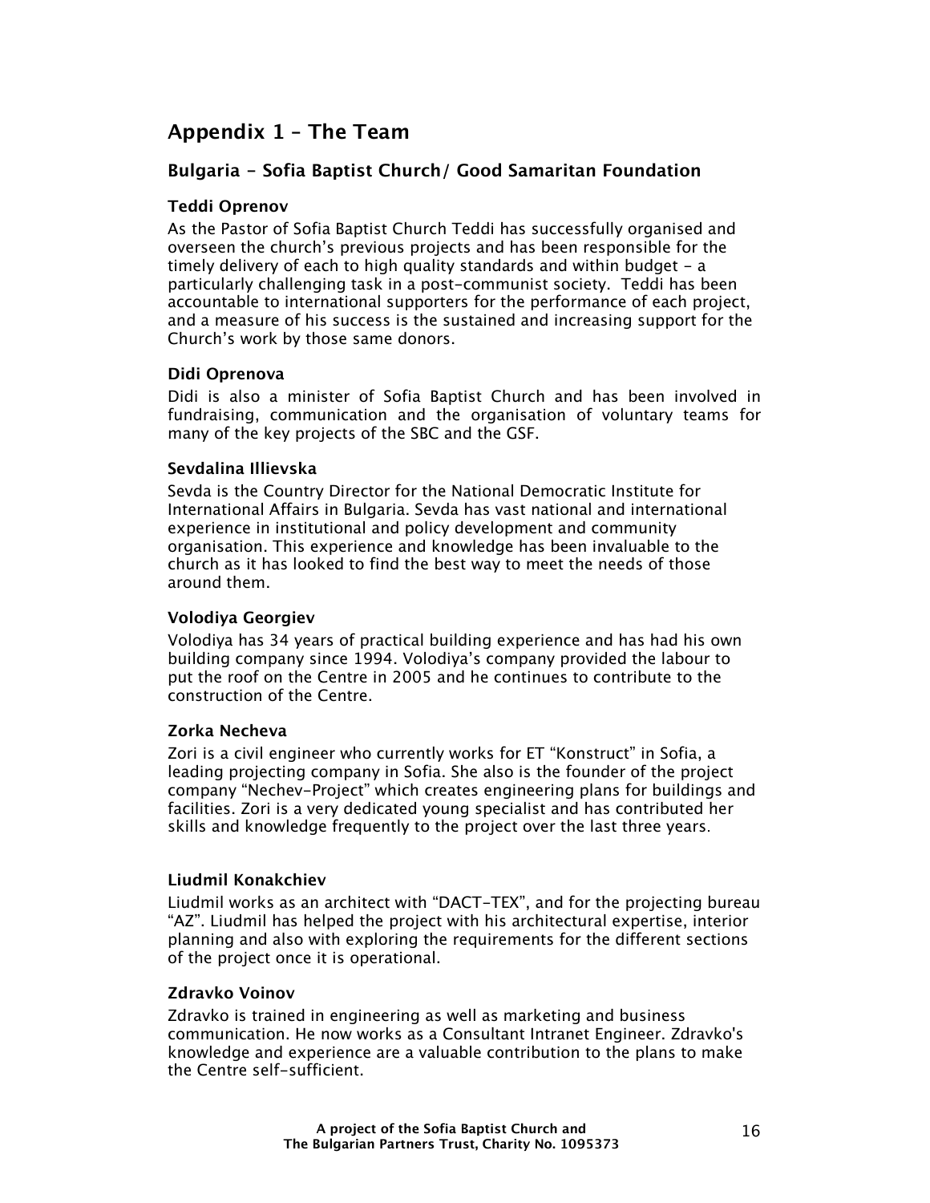## Appendix 1 – The Team

### Bulgaria - Sofia Baptist Church/ Good Samaritan Foundation

#### Teddi Oprenov

As the Pastor of Sofia Baptist Church Teddi has successfully organised and overseen the church's previous projects and has been responsible for the timely delivery of each to high quality standards and within budget – a particularly challenging task in a post-communist society. Teddi has been accountable to international supporters for the performance of each project, and a measure of his success is the sustained and increasing support for the Church's work by those same donors.

#### Didi Oprenova

Didi is also a minister of Sofia Baptist Church and has been involved in fundraising, communication and the organisation of voluntary teams for many of the key projects of the SBC and the GSF.

#### Sevdalina Illievska

Sevda is the Country Director for the National Democratic Institute for International Affairs in Bulgaria. Sevda has vast national and international experience in institutional and policy development and community organisation. This experience and knowledge has been invaluable to the church as it has looked to find the best way to meet the needs of those around them.

#### Volodiya Georgiev

Volodiya has 34 years of practical building experience and has had his own building company since 1994. Volodiya's company provided the labour to put the roof on the Centre in 2005 and he continues to contribute to the construction of the Centre.

#### Zorka Necheva

Zori is a civil engineer who currently works for ET "Konstruct" in Sofia, a leading projecting company in Sofia. She also is the founder for the project company "Nechev-Project" which creates engineering plans for buildings and facilities. Zori is a very dedicated young specialist and has contributed her skills and knowledge frequently to the project over the last three years.

#### Liudmil Konakchiev

Liudmil works as an architect with "DACT-TEX", and for the projecting bureau "AZ". Liudmil has helped the project with his architectural expertise, interior planning and also with exploring the requirements for the different sections of the project once it is operational.

#### Zdravko Voinov

Zdravko is trained in engineering as well as marketing and business communication. He now works as a Consultant Intranet Engineer. Zdravko's knowledge and experience are a valuable contribution to the plans to make the Centre self-sufficient.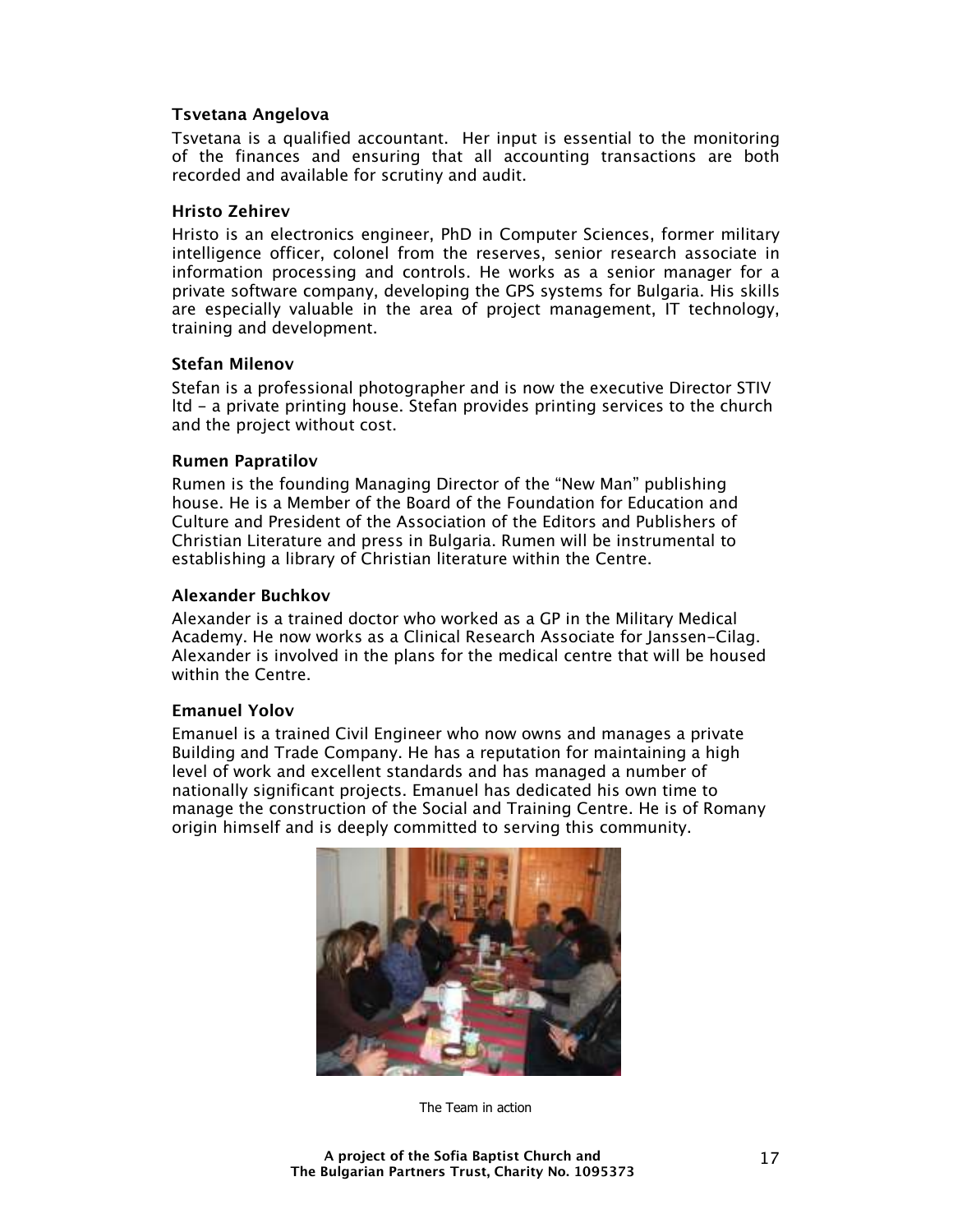### Tsvetana Angelova

Tsvetana is a qualified accountant. Her input is essential to the monitoring of the finances and ensuring that all accounting transactions are both recorded and available for scrutiny and audit.

### Hristo Zehirev

Hristo is an electronics engineer, PhD in Computer Sciences, former military intelligence officer, colonel from the reserves, senior research associate in information processing and controls. He works as a senior manager for a private software company, developing the GPS systems for Bulgaria. His skills are especially valuable in the area of project management, IT technology, training and development.

### Stefan Milenov

Stefan is a professional photographer and is now the executive Director STIV ltd – a private printing house. Stefan provides printing services to the church and the project without cost.

### Rumen Papratilov

Rumen is the founding Managing Director of the "New Man" publishing house. He is a Member of the Board of the Foundation for Education and Culture and President of the Association of the Editors and Publishers of Christian Literature and press in Bulgaria. Rumen will be instrumental to establishing a library of Christian literature within the Centre.

### Alexander Buchkov

Alexander is a trained doctor who worked as a GP in the Military Medical Academy. He now works as a Clinical Research Associate for Janssen-Cilag. Alexander is involved in the plans for the medical centre that will be housed within the Centre.

### Emanuel Yolov

Emanuel is a trained Civil Engineer who now owns and manages a private Building and Trade Company. He has a reputation for maintaining a high level of work and excellent standards and has managed a number of nationally significant projects. Emanuel has dedicated his own time to manage the construction of the Social and Training Centre. He is of Romany origin himself and is deeply committed to serving this community.

The Team in action

**A project of the Sofia Baptist Church and The Bulgarian Partners Trust, Charity No. 1095373**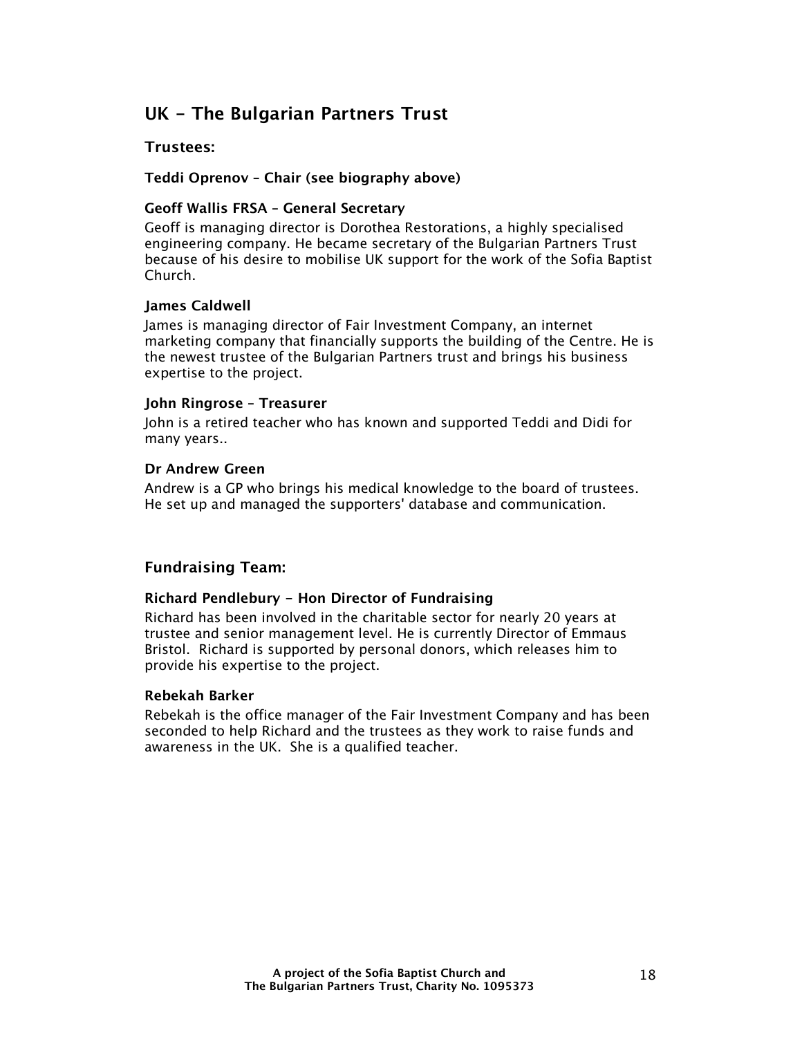## UK - The Bulgarian Partners Trust

### Trustees:

**Teddi Oprenov – Chair (see biography above)**

**Geoff Wallis FRSA – General Secretary**

Geoff is managing director is Dorothea Restorations, a highly specialised engineering company. He became secretary of the Bulgarian Partners Trust because of his desire to mobilise UK support for the work of the Sofia Baptist Church.

**James Caldwell**

James is managing director of Fair Investment Company, an internet marketing company that financially supports the building of the Centre. He is the newest trustee of the Bulgarian Partners trust and brings his business expertise to the project.

**John Ringrose – Treasurer**

John is a retired teacher who has known and supported Teddi and Didi for many years..

**Dr Andrew Green**

Andrew is a GP who brings his medical knowledge to the board of trustees. He set up and managed the supporters' database and communication.

### Fundraising Team:

**Richard Pendlebury - Hon Director of Fundraising**

Richard has been involved in the charitable sector for nearly 20 years at trustee and senior management level. He is currently Director of Emmaus Bristol. Richard is supported by personal donors, which releases him to provide his expertise to the project.

**Rebekah Barker**

Rebekah is the office manager of the Fair Investment Company and has been seconded to help Richard and the trustees as they work to raise funds and awareness in the UK. She is a qualified teacher.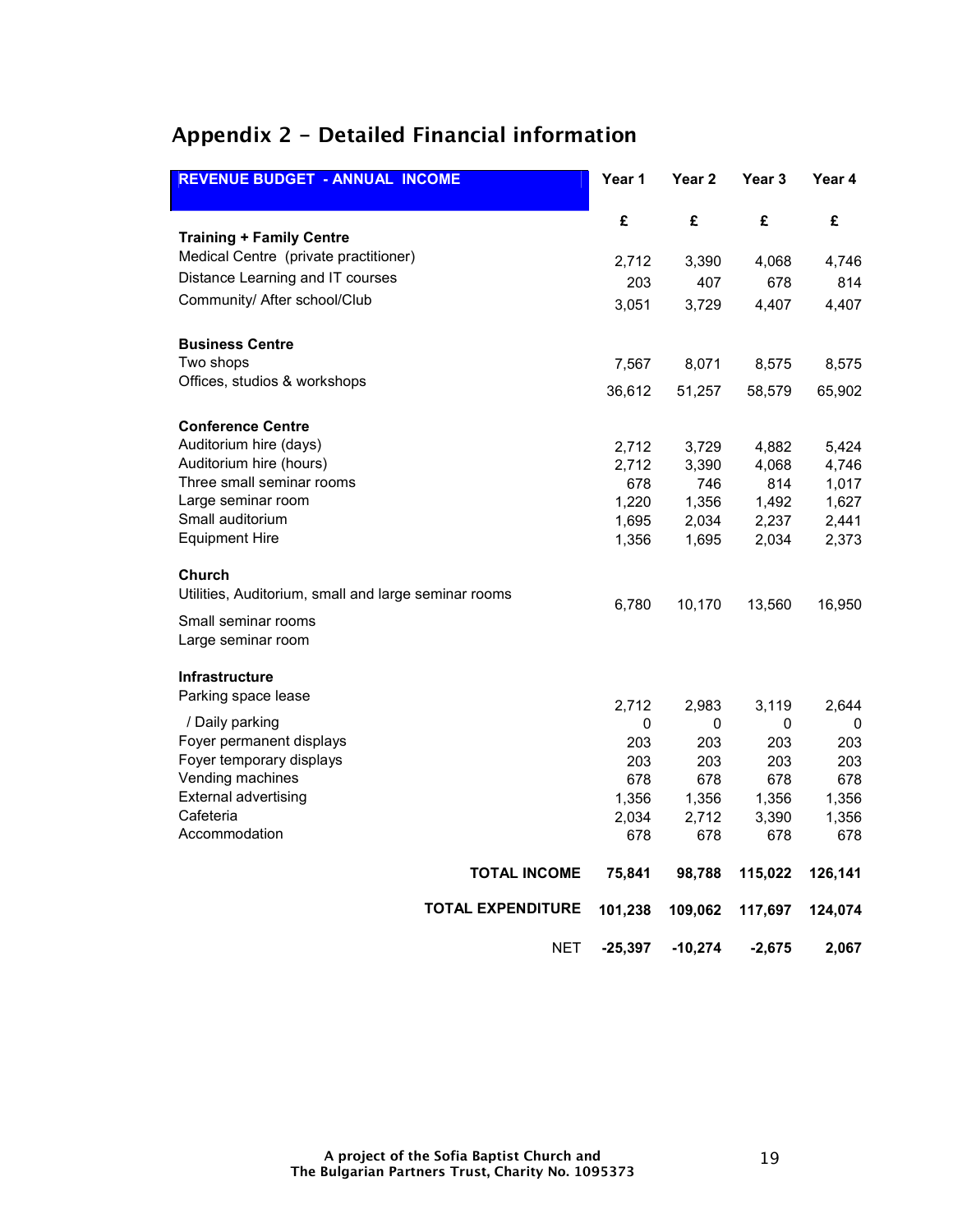## Appendix 2 – Detailed Financial information

| REVENUE BUDGET - ANNUAL INCOME | Year 1 | Year 2 | Year 3 | Year 4 |
|---|---|---|---|---|
| | £ | £ | £ | £ |
| **Training + Family Centre** | | | | |
| Medical Centre (private practitioner) | 2,712 | 3,390 | 4,068 | 4,746 |
| Distance Learning and IT courses | 203 | 407 | 678 | 814 |
| Community/ After school/Club | 3,051 | 3,729 | 4,407 | 4,407 |
| **Business Centre** | | | | |
| Two shops | 7,567 | 8,071 | 8,575 | 8,575 |
| Offices, studios & workshops | 36,612 | 51,257 | 58,579 | 65,902 |
| **Conference Centre** | | | | |
| Auditorium hire (days) | 2,712 | 3,729 | 4,882 | 5,424 |
| Auditorium hire (hours) | 2,712 | 3,390 | 4,068 | 4,746 |
| Three small seminar rooms | 678 | 746 | 814 | 1,017 |
| Large seminar room | 1,220 | 1,356 | 1,492 | 1,627 |
| Small auditorium | 1,695 | 2,034 | 2,237 | 2,441 |
| Equipment Hire | 1,356 | 1,695 | 2,034 | 2,373 |
| **Church** | | | | |
| Utilities, Auditorium, small and large seminar rooms | 6,780 | 10,170 | 13,560 | 16,950 |
| Small seminar rooms | | | | |
| Large seminar room | | | | |
| **Infrastructure** | | | | |
| Parking space lease | 2,712 | 2,983 | 3,119 | 2,644 |
| / Daily parking | 0 | 0 | 0 | 0 |
| Foyer permanent displays | 203 | 203 | 203 | 203 |
| Foyer temporary displays | 203 | 203 | 203 | 203 |
| Vending machines | 678 | 678 | 678 | 678 |
| External advertising | 1,356 | 1,356 | 1,356 | 1,356 |
| Cafeteria | 2,034 | 2,712 | 3,390 | 1,356 |
| Accommodation | 678 | 678 | 678 | 678 |
| **TOTAL INCOME** | **75,841** | **98,788** | **115,022** | **126,141** |
| **TOTAL EXPENDITURE** | **101,238** | **109,062** | **117,697** | **124,074** |
| NET | **-25,397** | **-10,274** | **-2,675** | **2,067** |

A project of the Sofia Baptist Church and
The Bulgarian Partners Trust, Charity No. 1095373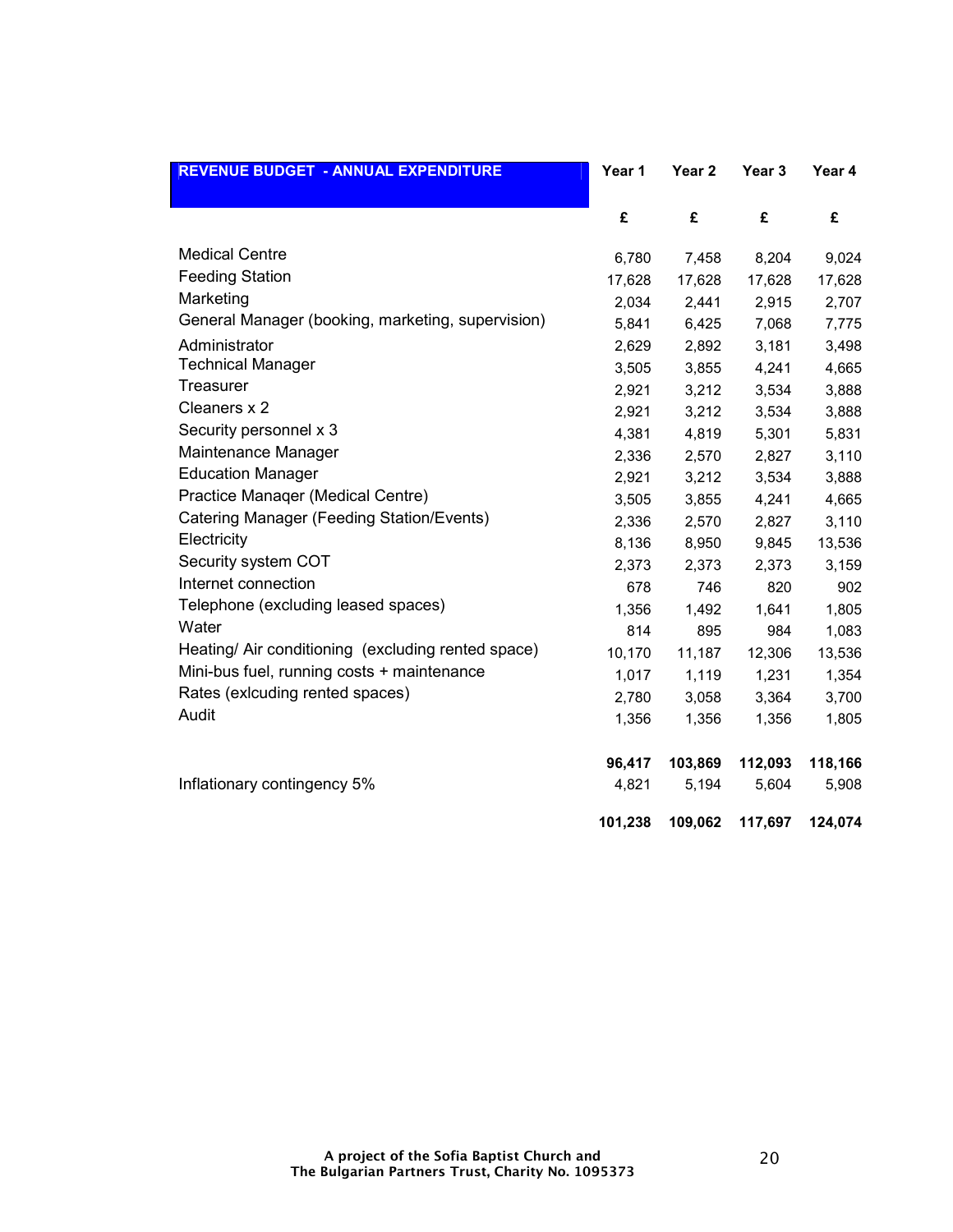| REVENUE BUDGET - ANNUAL EXPENDITURE | Year 1 | Year 2 | Year 3 | Year 4 |
|---|---|---|---|---|
| | £ | £ | £ | £ |
| Medical Centre | 6,780 | 7,458 | 8,204 | 9,024 |
| Feeding Station | 17,628 | 17,628 | 17,628 | 17,628 |
| Marketing | 2,034 | 2,441 | 2,915 | 2,707 |
| General Manager (booking, marketing, supervision) | 5,841 | 6,425 | 7,068 | 7,775 |
| Administrator | 2,629 | 2,892 | 3,181 | 3,498 |
| Technical Manager | 3,505 | 3,855 | 4,241 | 4,665 |
| Treasurer | 2,921 | 3,212 | 3,534 | 3,888 |
| Cleaners x 2 | 2,921 | 3,212 | 3,534 | 3,888 |
| Security personnel x 3 | 4,381 | 4,819 | 5,301 | 5,831 |
| Maintenance Manager | 2,336 | 2,570 | 2,827 | 3,110 |
| Education Manager | 2,921 | 3,212 | 3,534 | 3,888 |
| Practice Manager (Medical Centre) | 3,505 | 3,855 | 4,241 | 4,665 |
| Catering Manager (Feeding Station/Events) | 2,336 | 2,570 | 2,827 | 3,110 |
| Electricity | 8,136 | 8,950 | 9,845 | 13,536 |
| Security system COT | 2,373 | 2,373 | 2,373 | 3,159 |
| Internet connection | 678 | 746 | 820 | 902 |
| Telephone (excluding leased spaces) | 1,356 | 1,492 | 1,641 | 1,805 |
| Water | 814 | 895 | 984 | 1,083 |
| Heating/ Air conditioning (excluding rented space) | 10,170 | 11,187 | 12,306 | 13,536 |
| Mini-bus fuel, running costs + maintenance | 1,017 | 1,119 | 1,231 | 1,354 |
| Rates (exlcuding rented spaces) | 2,780 | 3,058 | 3,364 | 3,700 |
| Audit | 1,356 | 1,356 | 1,356 | 1,805 |
| | **96,417** | **103,869** | **112,093** | **118,166** |
| Inflationary contingency 5% | 4,821 | 5,194 | 5,604 | 5,908 |
| | **101,238** | **109,062** | **117,697** | **124,074** |

A project of the Sofia Baptist Church and
The Bulgarian Partners Trust, Charity No. 1095373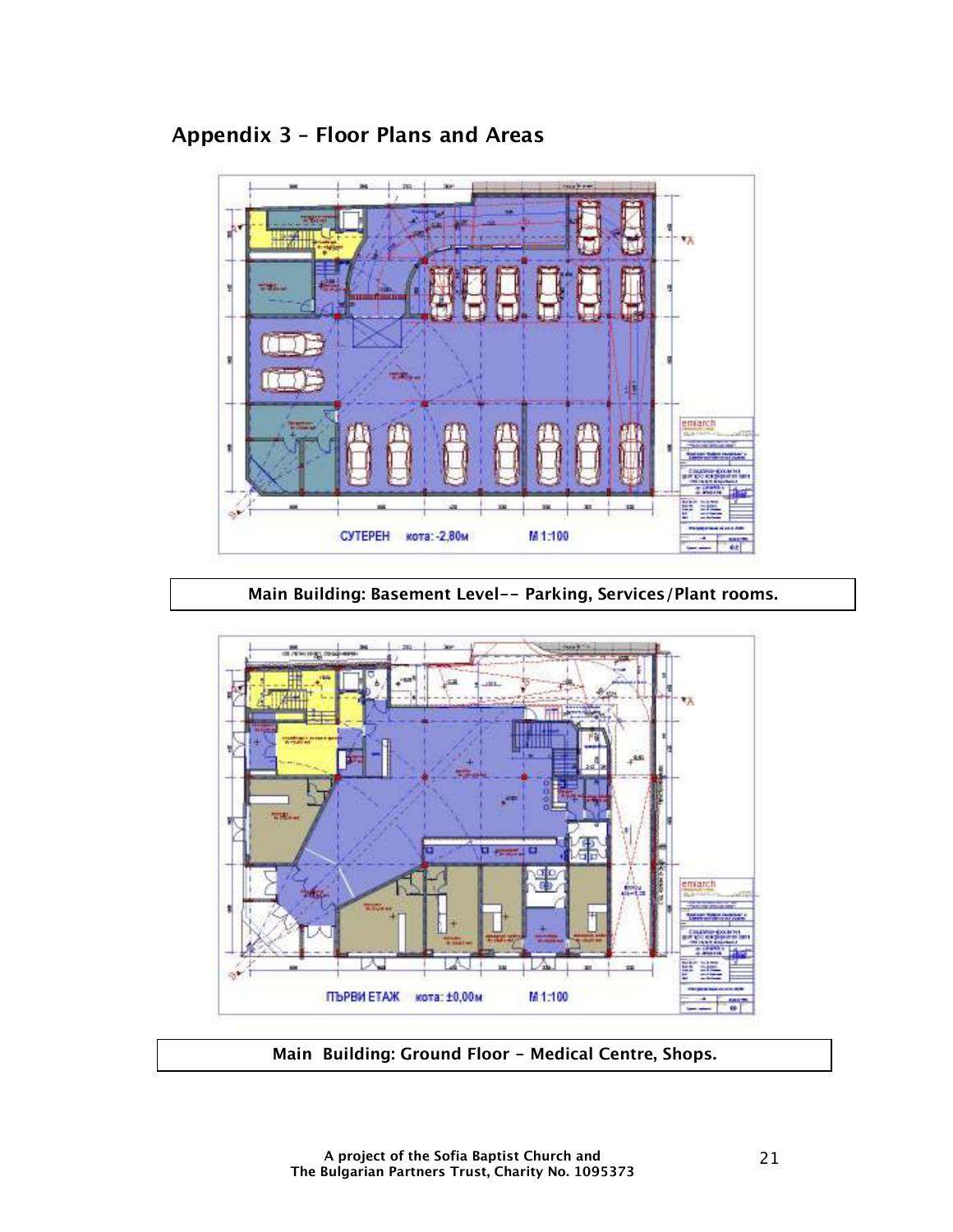## Appendix 3 – Floor Plans and Areas

СУТЕРЕН кота: -2,80м М 1:100

**Main Building: Basement Level-- Parking, Services/Plant rooms.**

ПЪРВИ ЕТАЖ кота: ±0,00м М 1:100

**Main Building: Ground Floor – Medical Centre, Shops.**

A project of the Sofia Baptist Church and
The Bulgarian Partners Trust, Charity No. 1095373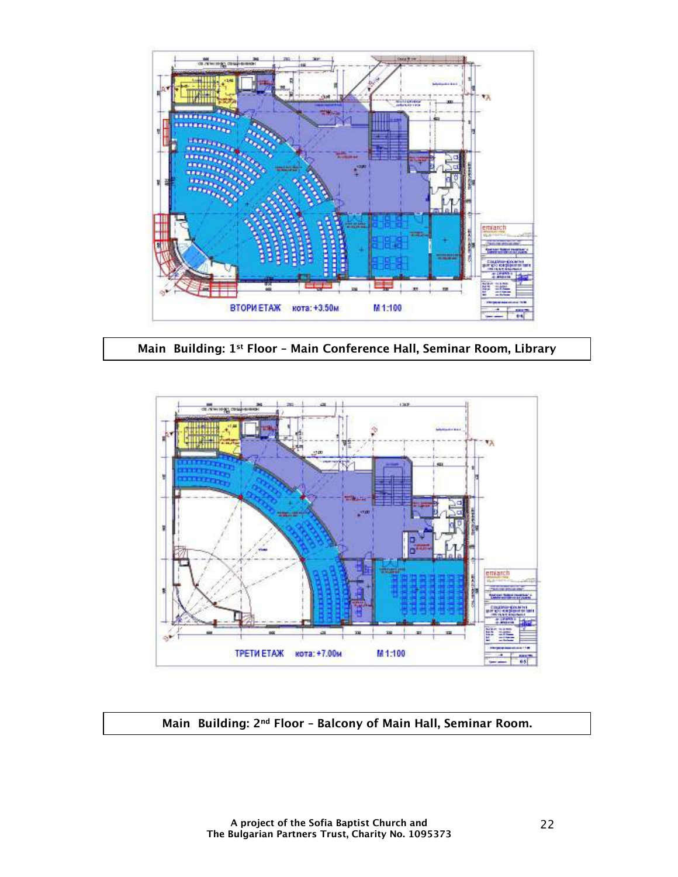ВТОРИ ЕТАЖ кота: +3.50м М 1:100

**Main Building: 1st Floor – Main Conference Hall, Seminar Room, Library**

ТРЕТИ ЕТАЖ кота: +7.00м М 1:100

**Main Building: 2nd Floor – Balcony of Main Hall, Seminar Room.**

A project of the Sofia Baptist Church and
The Bulgarian Partners Trust, Charity No. 1095373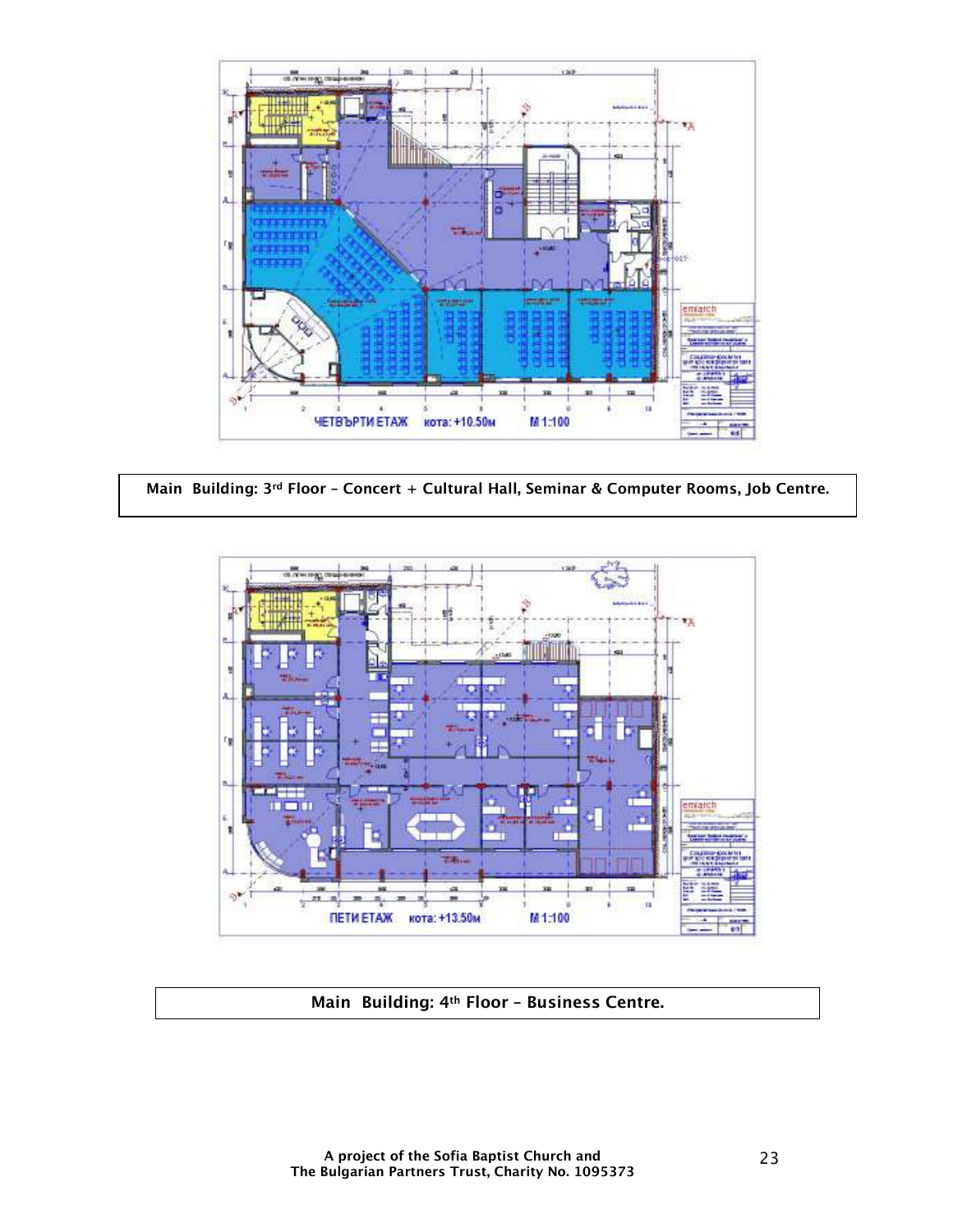ЧЕТВЪРТИ ЕТАЖ кота: +10.50м М 1:100

Main Building: 3rd Floor – Concert + Cultural Hall, Seminar & Computer Rooms, Job Centre.

ПЕТИ ЕТАЖ кота: +13.50м М 1:100

Main Building: 4th Floor – Business Centre.

A project of the Sofia Baptist Church and
The Bulgarian Partners Trust, Charity No. 1095373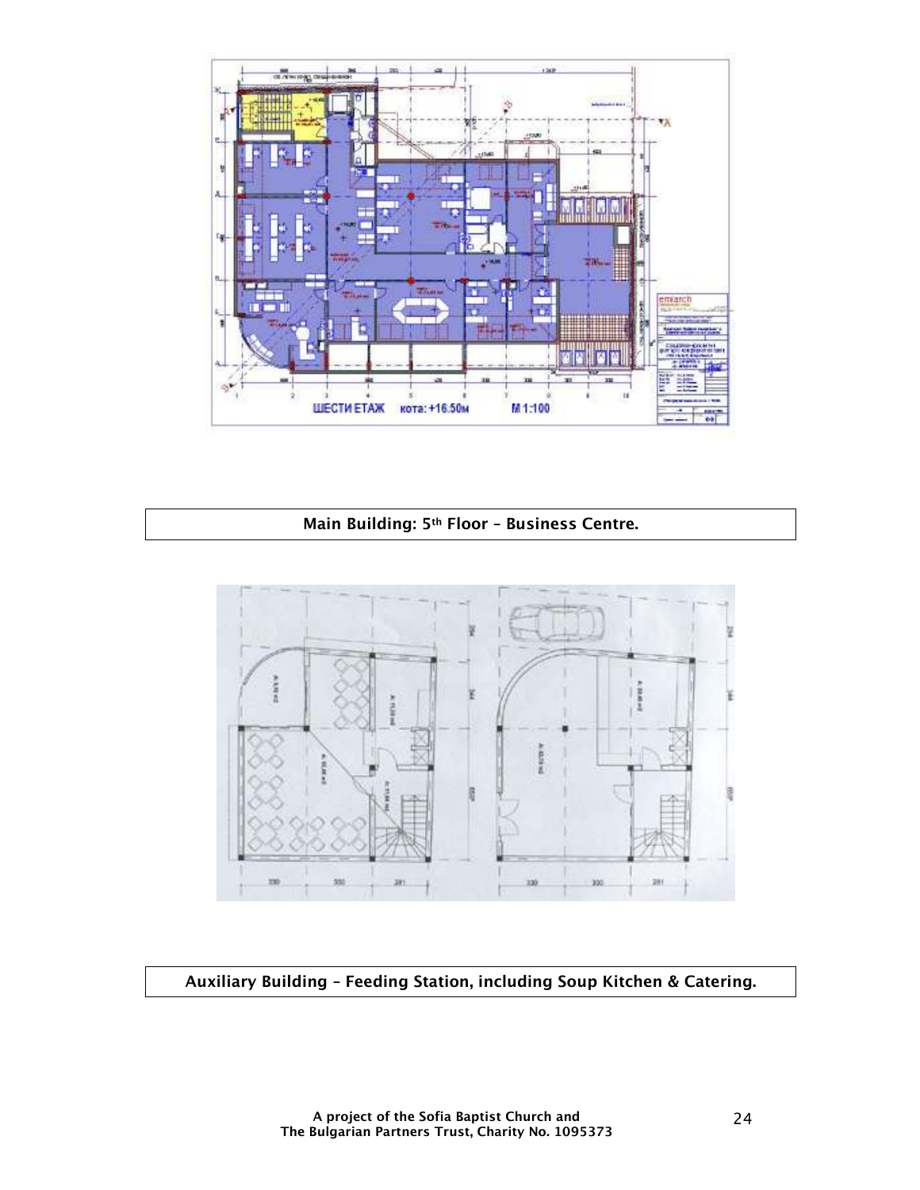**Main Building: 5th Floor – Business Centre.**

**Auxiliary Building – Feeding Station, including Soup Kitchen & Catering.**

A project of the Sofia Baptist Church and
The Bulgarian Partners Trust, Charity No. 1095373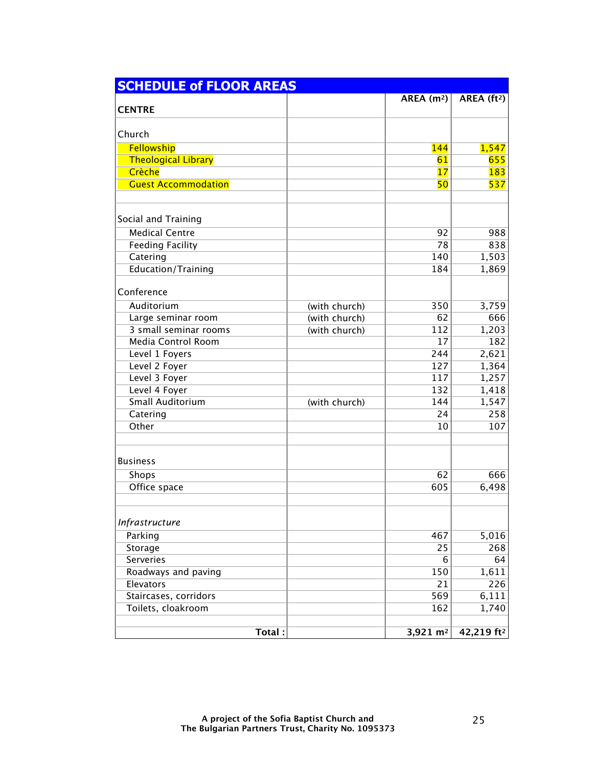## SCHEDULE of FLOOR AREAS

| CENTRE | | AREA ($m^2$) | AREA ($ft^2$) |
|---|---|---|---|
| Church | | | |
| Fellowship | | 144 | 1,547 |
| Theological Library | | 61 | 655 |
| Crèche | | 17 | 183 |
| Guest Accommodation | | 50 | 537 |
| | | | |
| Social and Training | | | |
| Medical Centre | | 92 | 988 |
| Feeding Facility | | 78 | 838 |
| Catering | | 140 | 1,503 |
| Education/Training | | 184 | 1,869 |
| Conference | | | |
| Auditorium | (with church) | 350 | 3,759 |
| Large seminar room | (with church) | 62 | 666 |
| 3 small seminar rooms | (with church) | 112 | 1,203 |
| Media Control Room | | 17 | 182 |
| Level 1 Foyers | | 244 | 2,621 |
| Level 2 Foyer | | 127 | 1,364 |
| Level 3 Foyer | | 117 | 1,257 |
| Level 4 Foyer | | 132 | 1,418 |
| Small Auditorium | (with church) | 144 | 1,547 |
| Catering | | 24 | 258 |
| Other | | 10 | 107 |
| | | | |
| Business | | | |
| Shops | | 62 | 666 |
| Office space | | 605 | 6,498 |
| | | | |
| *Infrastructure* | | | |
| Parking | | 467 | 5,016 |
| Storage | | 25 | 268 |
| Serveries | | 6 | 64 |
| Roadways and paving | | 150 | 1,611 |
| Elevators | | 21 | 226 |
| Staircases, corridors | | 569 | 6,111 |
| Toilets, cloakroom | | 162 | 1,740 |
| | | | |
| **Total :** | | **3,921 $m^2$** | **42,219 $ft^2$** |

**A project of the Sofia Baptist Church and The Bulgarian Partners Trust, Charity No. 1095373**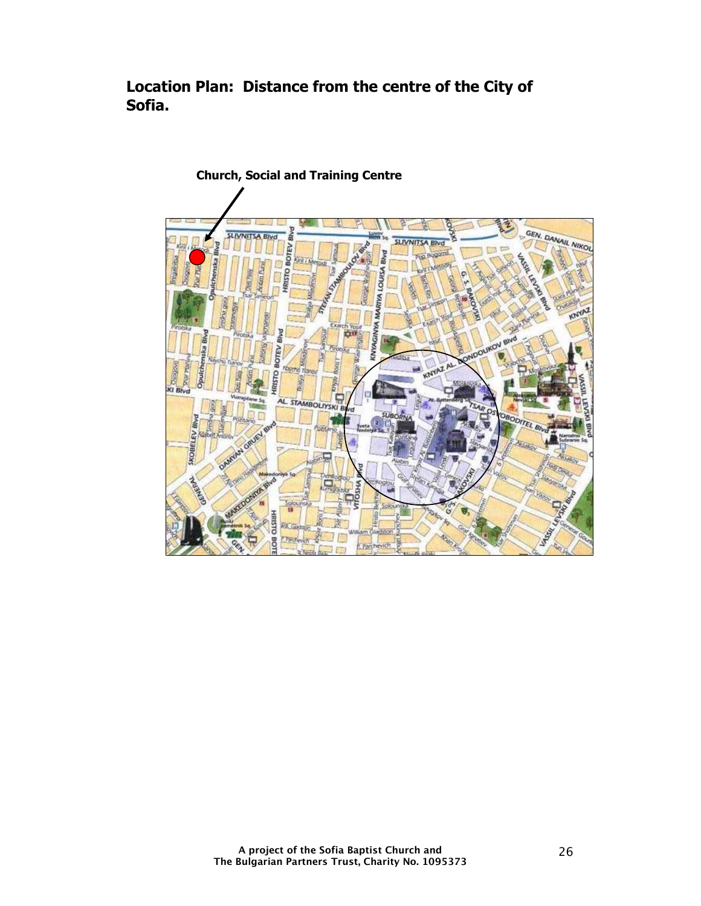## Location Plan: Distance from the centre of the City of Sofia.

**Church, Social and Training Centre**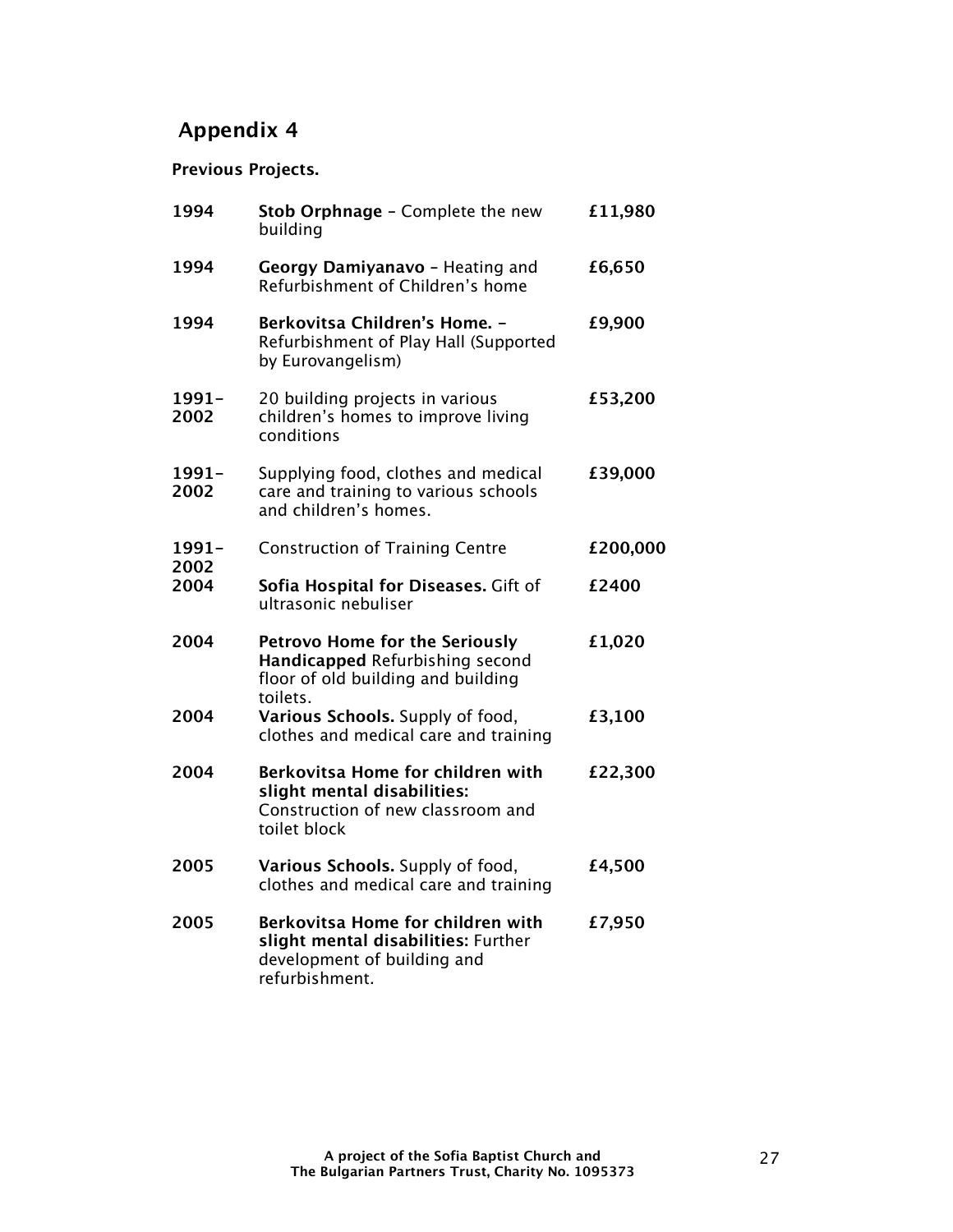# Appendix 4

**Previous Projects.**

| | | |
|---|---|---|
| 1994 | **Stob Orphnage** – Complete the new building | £11,980 |
| 1994 | **Georgy Damiyanavo** – Heating and Refurbishment of Children's home | £6,650 |
| 1994 | **Berkovitsa Children's Home. –** Refurbishment of Play Hall (Supported by Eurovangelism) | £9,900 |
| 1991–2002 | 20 building projects in various children's homes to improve living conditions | £53,200 |
| 1991–2002 | Supplying food, clothes and medical care and training to various schools and children's homes. | £39,000 |
| 1991–2002 | Construction of Training Centre | £200,000 |
| 2004 | **Sofia Hospital for Diseases.** Gift of ultrasonic nebuliser | £2400 |
| 2004 | **Petrovo Home for the Seriously Handicapped** Refurbishing second floor of old building and building toilets. | £1,020 |
| 2004 | **Various Schools.** Supply of food, clothes and medical care and training | £3,100 |
| 2004 | **Berkovitsa Home for children with slight mental disabilities:** Construction of new classroom and toilet block | £22,300 |
| 2005 | **Various Schools.** Supply of food, clothes and medical care and training | £4,500 |
| 2005 | **Berkovitsa Home for children with slight mental disabilities:** Further development of building and refurbishment. | £7,950 |

A project of the Sofia Baptist Church and The Bulgarian Partners Trust, Charity No. 1095373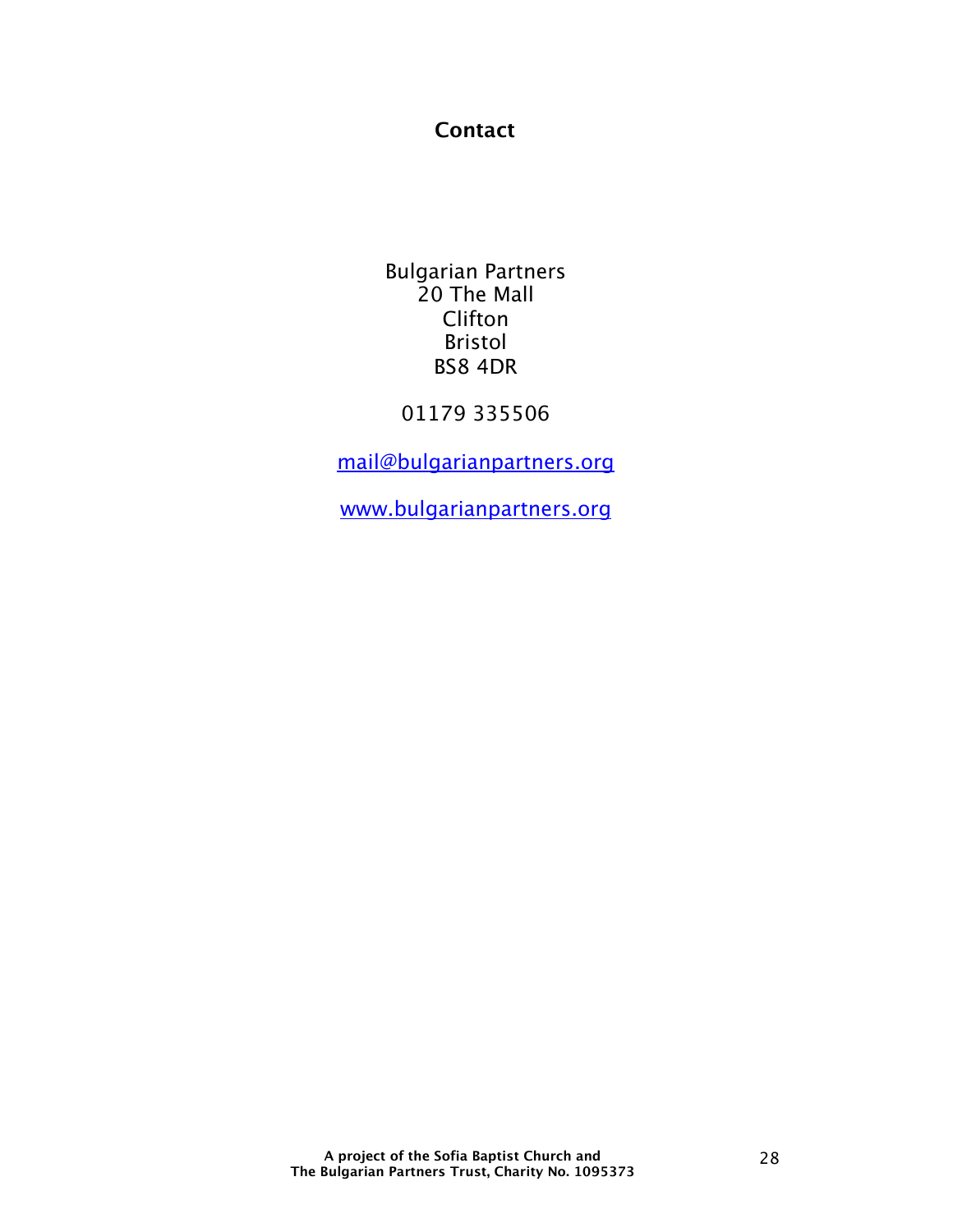## Contact

Bulgarian Partners
20 The Mall
Clifton
Bristol
BS8 4DR

01179 335506

mail@bulgarianpartners.org

www.bulgarianpartners.org